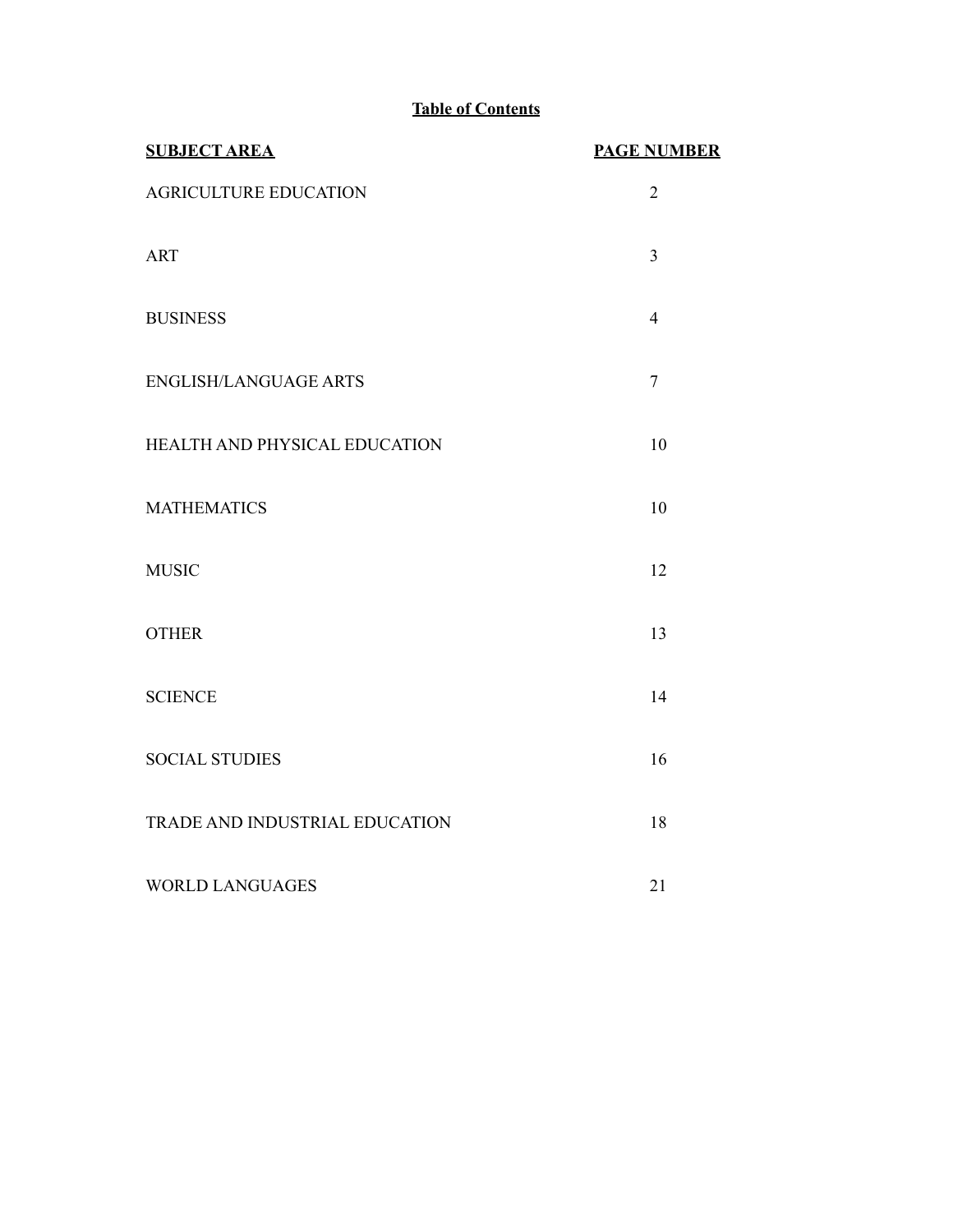# Table of Contents

| SUBJECT AREA | PAGE NUMBER |
| --- | --- |
| AGRICULTURE EDUCATION | 2 |
| ART | 3 |
| BUSINESS | 4 |
| ENGLISH/LANGUAGE ARTS | 7 |
| HEALTH AND PHYSICAL EDUCATION | 10 |
| MATHEMATICS | 10 |
| MUSIC | 12 |
| OTHER | 13 |
| SCIENCE | 14 |
| SOCIAL STUDIES | 16 |
| TRADE AND INDUSTRIAL EDUCATION | 18 |
| WORLD LANGUAGES | 21 |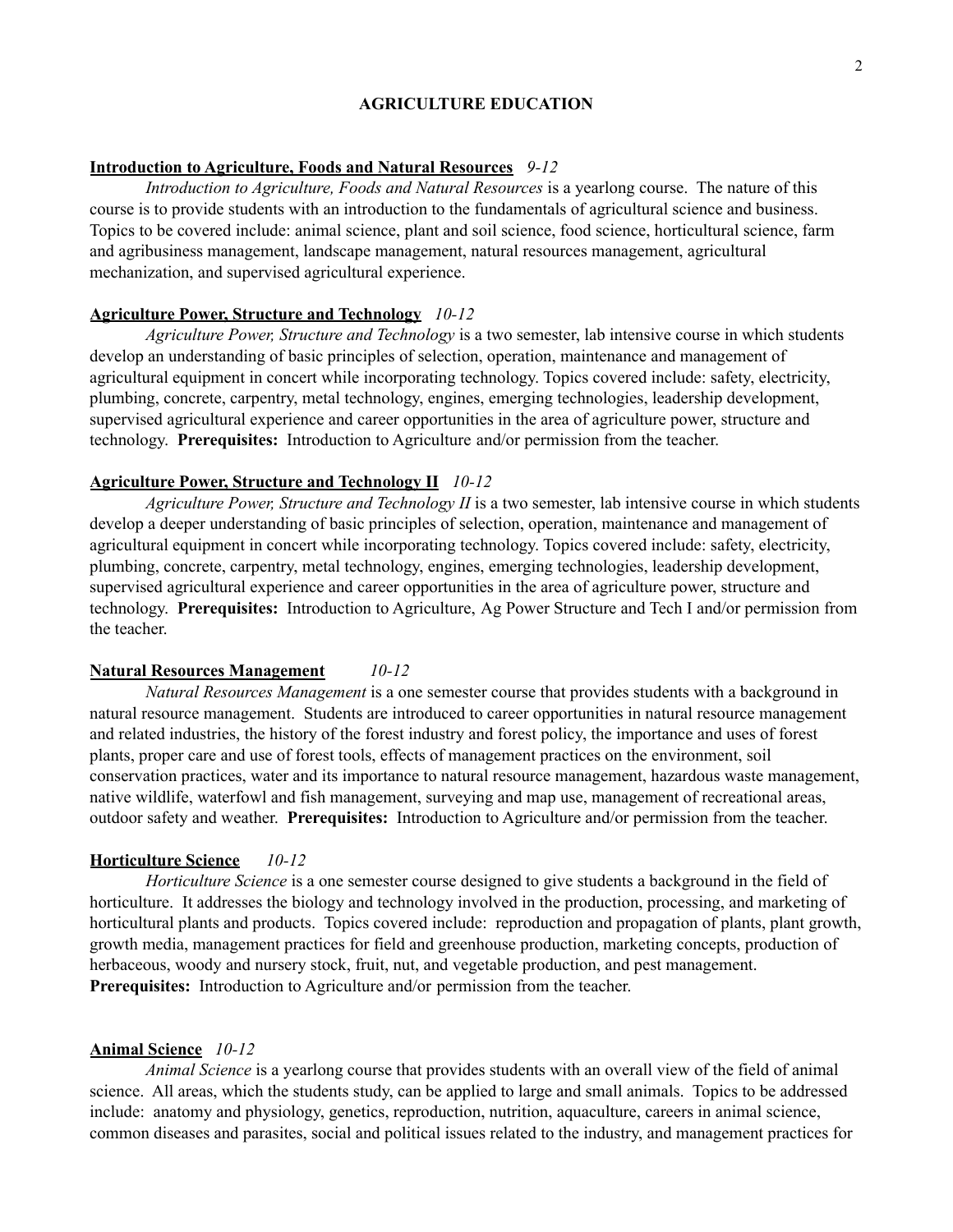# AGRICULTURE EDUCATION

**Introduction to Agriculture, Foods and Natural Resources** *9-12*

*Introduction to Agriculture, Foods and Natural Resources* is a yearlong course. The nature of this course is to provide students with an introduction to the fundamentals of agricultural science and business. Topics to be covered include: animal science, plant and soil science, food science, horticultural science, farm and agribusiness management, landscape management, natural resources management, agricultural mechanization, and supervised agricultural experience.

**Agriculture Power, Structure and Technology** *10-12*

*Agriculture Power, Structure and Technology* is a two semester, lab intensive course in which students develop an understanding of basic principles of selection, operation, maintenance and management of agricultural equipment in concert while incorporating technology. Topics covered include: safety, electricity, plumbing, concrete, carpentry, metal technology, engines, emerging technologies, leadership development, supervised agricultural experience and career opportunities in the area of agriculture power, structure and technology. **Prerequisites:** Introduction to Agriculture and/or permission from the teacher.

**Agriculture Power, Structure and Technology II** *10-12*

*Agriculture Power, Structure and Technology II* is a two semester, lab intensive course in which students develop a deeper understanding of basic principles of selection, operation, maintenance and management of agricultural equipment in concert while incorporating technology. Topics covered include: safety, electricity, plumbing, concrete, carpentry, metal technology, engines, emerging technologies, leadership development, supervised agricultural experience and career opportunities in the area of agriculture power, structure and technology. **Prerequisites:** Introduction to Agriculture, Ag Power Structure and Tech I and/or permission from the teacher.

**Natural Resources Management** *10-12*

*Natural Resources Management* is a one semester course that provides students with a background in natural resource management. Students are introduced to career opportunities in natural resource management and related industries, the history of the forest industry and forest policy, the importance and uses of forest plants, proper care and use of forest tools, effects of management practices on the environment, soil conservation practices, water and its importance to natural resource management, hazardous waste management, native wildlife, waterfowl and fish management, surveying and map use, management of recreational areas, outdoor safety and weather. **Prerequisites:** Introduction to Agriculture and/or permission from the teacher.

**Horticulture Science** *10-12*

*Horticulture Science* is a one semester course designed to give students a background in the field of horticulture. It addresses the biology and technology involved in the production, processing, and marketing of horticultural plants and products. Topics covered include: reproduction and propagation of plants, plant growth, growth media, management practices for field and greenhouse production, marketing concepts, production of herbaceous, woody and nursery stock, fruit, nut, and vegetable production, and pest management. **Prerequisites:** Introduction to Agriculture and/or permission from the teacher.

**Animal Science** *10-12*

*Animal Science* is a yearlong course that provides students with an overall view of the field of animal science. All areas, which the students study, can be applied to large and small animals. Topics to be addressed include: anatomy and physiology, genetics, reproduction, nutrition, aquaculture, careers in animal science, common diseases and parasites, social and political issues related to the industry, and management practices for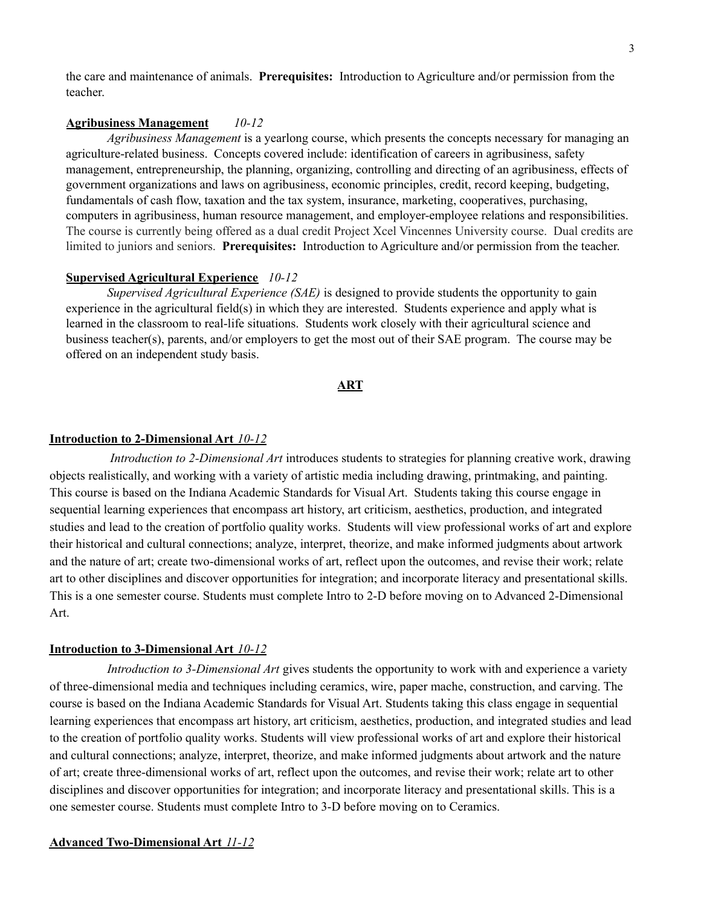the care and maintenance of animals. **Prerequisites:** Introduction to Agriculture and/or permission from the teacher.

**Agribusiness Management** *10-12*

*Agribusiness Management* is a yearlong course, which presents the concepts necessary for managing an agriculture-related business. Concepts covered include: identification of careers in agribusiness, safety management, entrepreneurship, the planning, organizing, controlling and directing of an agribusiness, effects of government organizations and laws on agribusiness, economic principles, credit, record keeping, budgeting, fundamentals of cash flow, taxation and the tax system, insurance, marketing, cooperatives, purchasing, computers in agribusiness, human resource management, and employer-employee relations and responsibilities. The course is currently being offered as a dual credit Project Xcel Vincennes University course. Dual credits are limited to juniors and seniors. **Prerequisites:** Introduction to Agriculture and/or permission from the teacher.

**Supervised Agricultural Experience** *10-12*

*Supervised Agricultural Experience (SAE)* is designed to provide students the opportunity to gain experience in the agricultural field(s) in which they are interested. Students experience and apply what is learned in the classroom to real-life situations. Students work closely with their agricultural science and business teacher(s), parents, and/or employers to get the most out of their SAE program. The course may be offered on an independent study basis.

## ART

**Introduction to 2-Dimensional Art** *10-12*

*Introduction to 2-Dimensional Art* introduces students to strategies for planning creative work, drawing objects realistically, and working with a variety of artistic media including drawing, printmaking, and painting. This course is based on the Indiana Academic Standards for Visual Art. Students taking this course engage in sequential learning experiences that encompass art history, art criticism, aesthetics, production, and integrated studies and lead to the creation of portfolio quality works. Students will view professional works of art and explore their historical and cultural connections; analyze, interpret, theorize, and make informed judgments about artwork and the nature of art; create two-dimensional works of art, reflect upon the outcomes, and revise their work; relate art to other disciplines and discover opportunities for integration; and incorporate literacy and presentational skills. This is a one semester course. Students must complete Intro to 2-D before moving on to Advanced 2-Dimensional Art.

**Introduction to 3-Dimensional Art** *10-12*

*Introduction to 3-Dimensional Art* gives students the opportunity to work with and experience a variety of three-dimensional media and techniques including ceramics, wire, paper mache, construction, and carving. The course is based on the Indiana Academic Standards for Visual Art. Students taking this class engage in sequential learning experiences that encompass art history, art criticism, aesthetics, production, and integrated studies and lead to the creation of portfolio quality works. Students will view professional works of art and explore their historical and cultural connections; analyze, interpret, theorize, and make informed judgments about artwork and the nature of art; create three-dimensional works of art, reflect upon the outcomes, and revise their work; relate art to other disciplines and discover opportunities for integration; and incorporate literacy and presentational skills. This is a one semester course. Students must complete Intro to 3-D before moving on to Ceramics.

**Advanced Two-Dimensional Art** *11-12*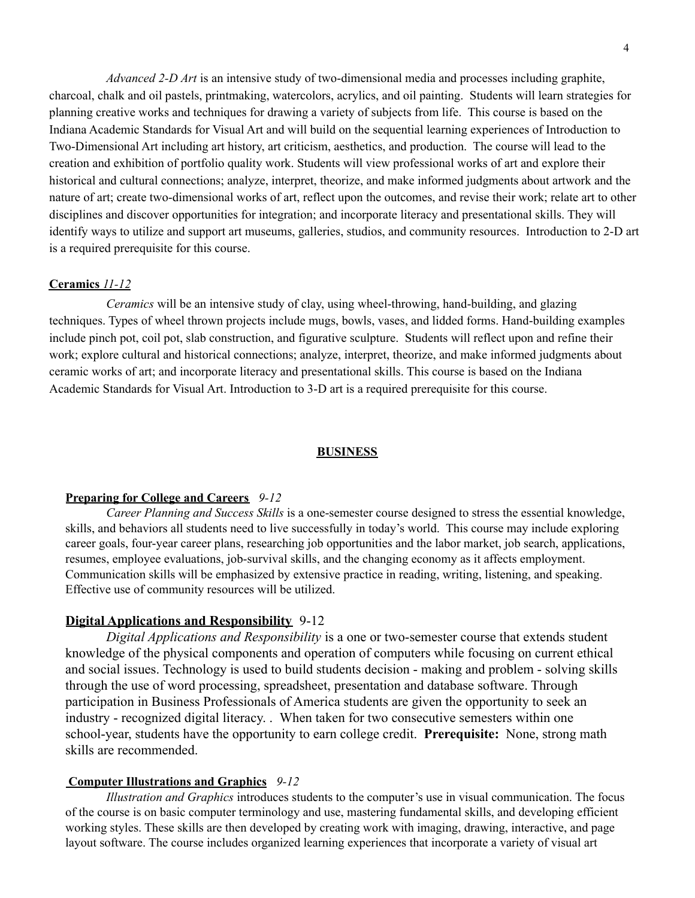*Advanced 2-D Art* is an intensive study of two-dimensional media and processes including graphite, charcoal, chalk and oil pastels, printmaking, watercolors, acrylics, and oil painting. Students will learn strategies for planning creative works and techniques for drawing a variety of subjects from life. This course is based on the Indiana Academic Standards for Visual Art and will build on the sequential learning experiences of Introduction to Two-Dimensional Art including art history, art criticism, aesthetics, and production. The course will lead to the creation and exhibition of portfolio quality work. Students will view professional works of art and explore their historical and cultural connections; analyze, interpret, theorize, and make informed judgments about artwork and the nature of art; create two-dimensional works of art, reflect upon the outcomes, and revise their work; relate art to other disciplines and discover opportunities for integration; and incorporate literacy and presentational skills. They will identify ways to utilize and support art museums, galleries, studios, and community resources. Introduction to 2-D art is a required prerequisite for this course.

**Ceramics** *11-12*

*Ceramics* will be an intensive study of clay, using wheel-throwing, hand-building, and glazing techniques. Types of wheel thrown projects include mugs, bowls, vases, and lidded forms. Hand-building examples include pinch pot, coil pot, slab construction, and figurative sculpture. Students will reflect upon and refine their work; explore cultural and historical connections; analyze, interpret, theorize, and make informed judgments about ceramic works of art; and incorporate literacy and presentational skills. This course is based on the Indiana Academic Standards for Visual Art. Introduction to 3-D art is a required prerequisite for this course.

## BUSINESS

**Preparing for College and Careers** *9-12*

*Career Planning and Success Skills* is a one-semester course designed to stress the essential knowledge, skills, and behaviors all students need to live successfully in today's world. This course may include exploring career goals, four-year career plans, researching job opportunities and the labor market, job search, applications, resumes, employee evaluations, job-survival skills, and the changing economy as it affects employment. Communication skills will be emphasized by extensive practice in reading, writing, listening, and speaking. Effective use of community resources will be utilized.

**Digital Applications and Responsibility** 9-12

*Digital Applications and Responsibility* is a one or two-semester course that extends student knowledge of the physical components and operation of computers while focusing on current ethical and social issues. Technology is used to build students decision - making and problem - solving skills through the use of word processing, spreadsheet, presentation and database software. Through participation in Business Professionals of America students are given the opportunity to seek an industry - recognized digital literacy. . When taken for two consecutive semesters within one school-year, students have the opportunity to earn college credit. **Prerequisite:** None, strong math skills are recommended.

**Computer Illustrations and Graphics** *9-12*

*Illustration and Graphics* introduces students to the computer's use in visual communication. The focus of the course is on basic computer terminology and use, mastering fundamental skills, and developing efficient working styles. These skills are then developed by creating work with imaging, drawing, interactive, and page layout software. The course includes organized learning experiences that incorporate a variety of visual art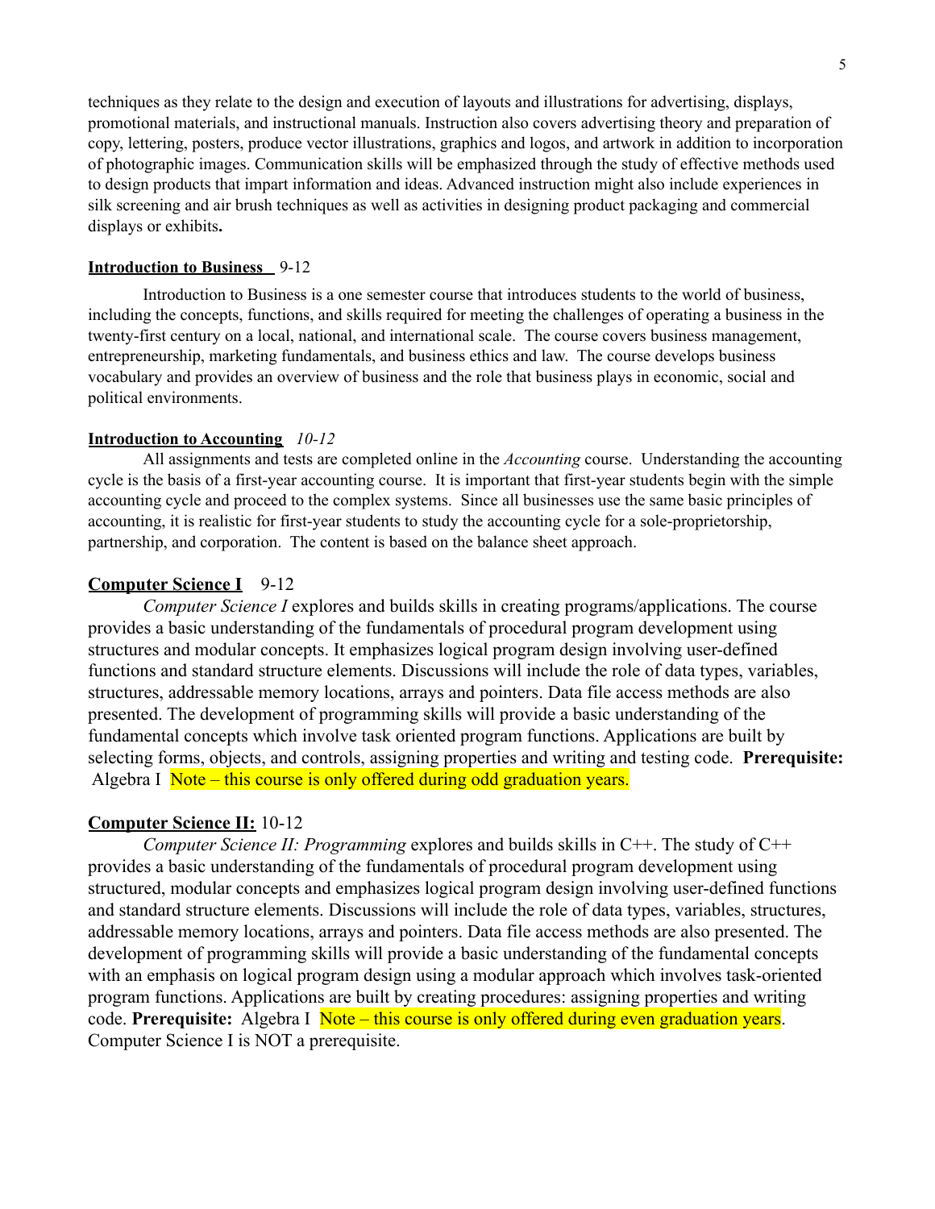techniques as they relate to the design and execution of layouts and illustrations for advertising, displays, promotional materials, and instructional manuals. Instruction also covers advertising theory and preparation of copy, lettering, posters, produce vector illustrations, graphics and logos, and artwork in addition to incorporation of photographic images. Communication skills will be emphasized through the study of effective methods used to design products that impart information and ideas. Advanced instruction might also include experiences in silk screening and air brush techniques as well as activities in designing product packaging and commercial displays or exhibits**.**

**Introduction to Business** 9-12

Introduction to Business is a one semester course that introduces students to the world of business, including the concepts, functions, and skills required for meeting the challenges of operating a business in the twenty-first century on a local, national, and international scale. The course covers business management, entrepreneurship, marketing fundamentals, and business ethics and law. The course develops business vocabulary and provides an overview of business and the role that business plays in economic, social and political environments.

**Introduction to Accounting** *10-12*

All assignments and tests are completed online in the *Accounting* course. Understanding the accounting cycle is the basis of a first-year accounting course. It is important that first-year students begin with the simple accounting cycle and proceed to the complex systems. Since all businesses use the same basic principles of accounting, it is realistic for first-year students to study the accounting cycle for a sole-proprietorship, partnership, and corporation. The content is based on the balance sheet approach.

**Computer Science I** 9-12

*Computer Science I* explores and builds skills in creating programs/applications. The course provides a basic understanding of the fundamentals of procedural program development using structures and modular concepts. It emphasizes logical program design involving user-defined functions and standard structure elements. Discussions will include the role of data types, variables, structures, addressable memory locations, arrays and pointers. Data file access methods are also presented. The development of programming skills will provide a basic understanding of the fundamental concepts which involve task oriented program functions. Applications are built by selecting forms, objects, and controls, assigning properties and writing and testing code. **Prerequisite:** Algebra I Note – this course is only offered during odd graduation years.

**Computer Science II:** 10-12

*Computer Science II: Programming* explores and builds skills in C++. The study of C++ provides a basic understanding of the fundamentals of procedural program development using structured, modular concepts and emphasizes logical program design involving user-defined functions and standard structure elements. Discussions will include the role of data types, variables, structures, addressable memory locations, arrays and pointers. Data file access methods are also presented. The development of programming skills will provide a basic understanding of the fundamental concepts with an emphasis on logical program design using a modular approach which involves task-oriented program functions. Applications are built by creating procedures: assigning properties and writing code. **Prerequisite:** Algebra I Note – this course is only offered during even graduation years. Computer Science I is NOT a prerequisite.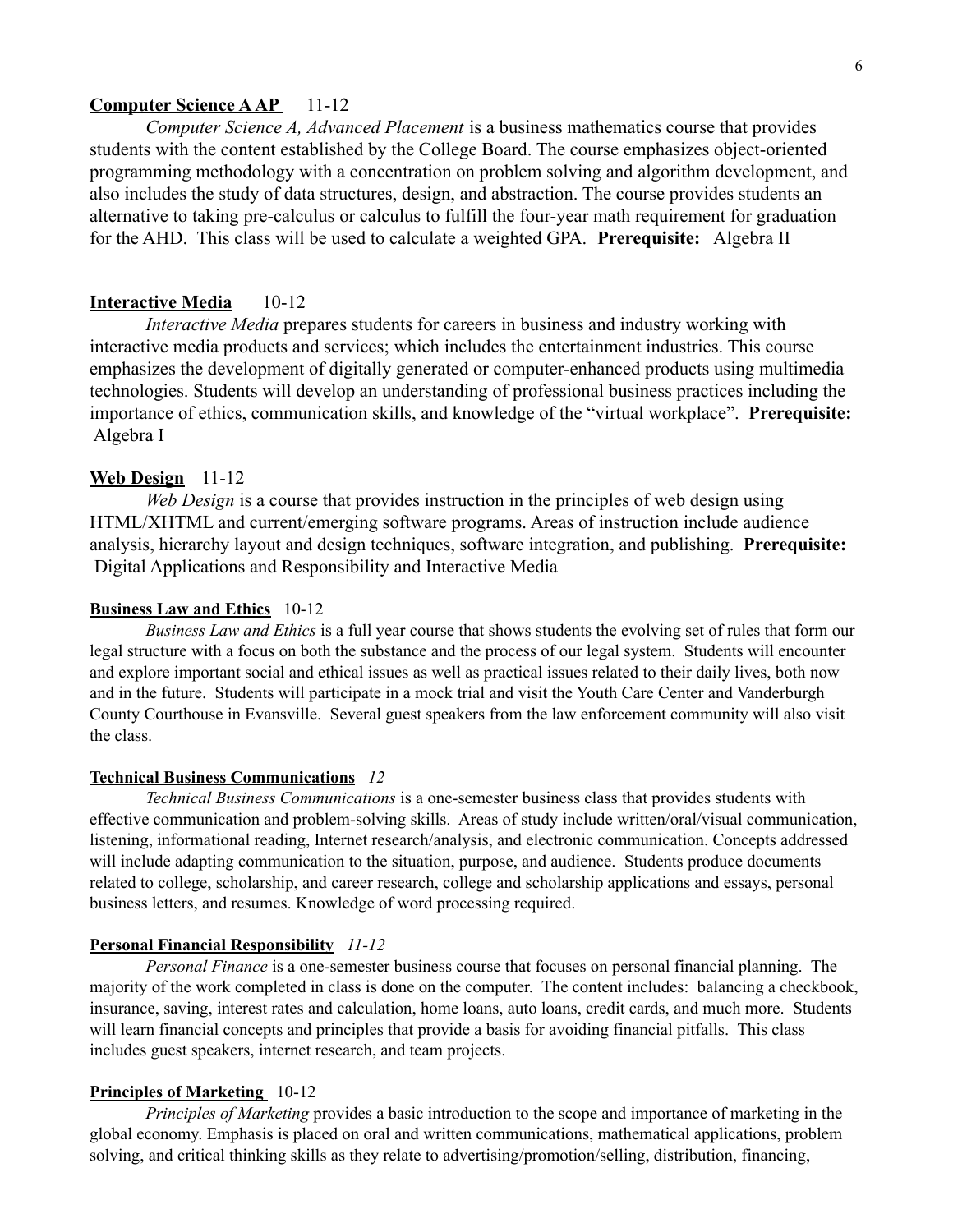**Computer Science A AP** 11-12

*Computer Science A, Advanced Placement* is a business mathematics course that provides students with the content established by the College Board. The course emphasizes object-oriented programming methodology with a concentration on problem solving and algorithm development, and also includes the study of data structures, design, and abstraction. The course provides students an alternative to taking pre-calculus or calculus to fulfill the four-year math requirement for graduation for the AHD. This class will be used to calculate a weighted GPA. **Prerequisite:** Algebra II

**Interactive Media** 10-12

*Interactive Media* prepares students for careers in business and industry working with interactive media products and services; which includes the entertainment industries. This course emphasizes the development of digitally generated or computer-enhanced products using multimedia technologies. Students will develop an understanding of professional business practices including the importance of ethics, communication skills, and knowledge of the "virtual workplace". **Prerequisite:** Algebra I

**Web Design** 11-12

*Web Design* is a course that provides instruction in the principles of web design using HTML/XHTML and current/emerging software programs. Areas of instruction include audience analysis, hierarchy layout and design techniques, software integration, and publishing. **Prerequisite:** Digital Applications and Responsibility and Interactive Media

**Business Law and Ethics** 10-12

*Business Law and Ethics* is a full year course that shows students the evolving set of rules that form our legal structure with a focus on both the substance and the process of our legal system. Students will encounter and explore important social and ethical issues as well as practical issues related to their daily lives, both now and in the future. Students will participate in a mock trial and visit the Youth Care Center and Vanderburgh County Courthouse in Evansville. Several guest speakers from the law enforcement community will also visit the class.

**Technical Business Communications** *12*

*Technical Business Communications* is a one-semester business class that provides students with effective communication and problem-solving skills. Areas of study include written/oral/visual communication, listening, informational reading, Internet research/analysis, and electronic communication. Concepts addressed will include adapting communication to the situation, purpose, and audience. Students produce documents related to college, scholarship, and career research, college and scholarship applications and essays, personal business letters, and resumes. Knowledge of word processing required.

**Personal Financial Responsibility** *11-12*

*Personal Finance* is a one-semester business course that focuses on personal financial planning. The majority of the work completed in class is done on the computer. The content includes: balancing a checkbook, insurance, saving, interest rates and calculation, home loans, auto loans, credit cards, and much more. Students will learn financial concepts and principles that provide a basis for avoiding financial pitfalls. This class includes guest speakers, internet research, and team projects.

**Principles of Marketing** 10-12

*Principles of Marketing* provides a basic introduction to the scope and importance of marketing in the global economy. Emphasis is placed on oral and written communications, mathematical applications, problem solving, and critical thinking skills as they relate to advertising/promotion/selling, distribution, financing,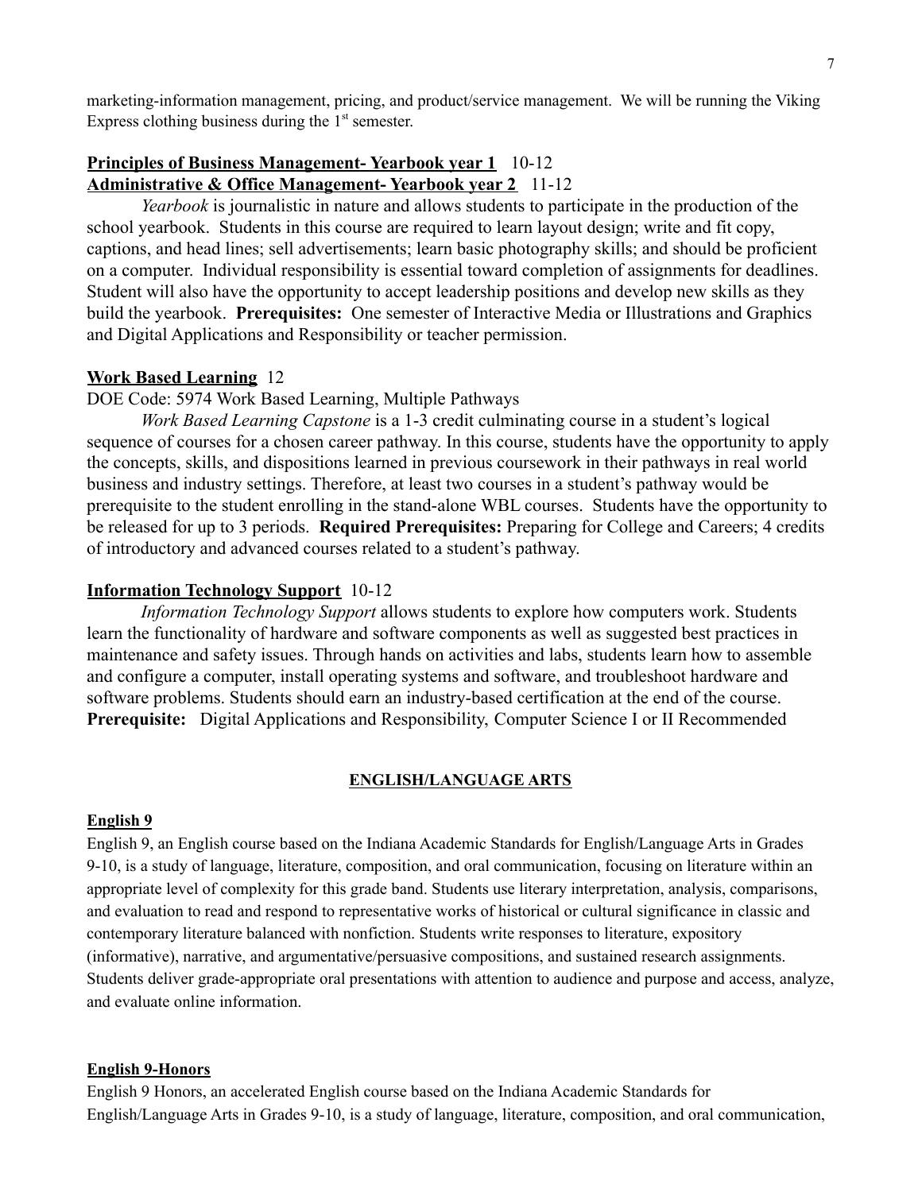marketing-information management, pricing, and product/service management. We will be running the Viking Express clothing business during the 1st semester.

**Principles of Business Management- Yearbook year 1** 10-12
**Administrative & Office Management- Yearbook year 2** 11-12

*Yearbook* is journalistic in nature and allows students to participate in the production of the school yearbook. Students in this course are required to learn layout design; write and fit copy, captions, and head lines; sell advertisements; learn basic photography skills; and should be proficient on a computer. Individual responsibility is essential toward completion of assignments for deadlines. Student will also have the opportunity to accept leadership positions and develop new skills as they build the yearbook. **Prerequisites:** One semester of Interactive Media or Illustrations and Graphics and Digital Applications and Responsibility or teacher permission.

**Work Based Learning** 12

DOE Code: 5974 Work Based Learning, Multiple Pathways

*Work Based Learning Capstone* is a 1-3 credit culminating course in a student's logical sequence of courses for a chosen career pathway. In this course, students have the opportunity to apply the concepts, skills, and dispositions learned in previous coursework in their pathways in real world business and industry settings. Therefore, at least two courses in a student's pathway would be prerequisite to the student enrolling in the stand-alone WBL courses. Students have the opportunity to be released for up to 3 periods. **Required Prerequisites:** Preparing for College and Careers; 4 credits of introductory and advanced courses related to a student's pathway.

**Information Technology Support** 10-12

*Information Technology Support* allows students to explore how computers work. Students learn the functionality of hardware and software components as well as suggested best practices in maintenance and safety issues. Through hands on activities and labs, students learn how to assemble and configure a computer, install operating systems and software, and troubleshoot hardware and software problems. Students should earn an industry-based certification at the end of the course. **Prerequisite:** Digital Applications and Responsibility, Computer Science I or II Recommended

## ENGLISH/LANGUAGE ARTS

**English 9**

English 9, an English course based on the Indiana Academic Standards for English/Language Arts in Grades 9-10, is a study of language, literature, composition, and oral communication, focusing on literature within an appropriate level of complexity for this grade band. Students use literary interpretation, analysis, comparisons, and evaluation to read and respond to representative works of historical or cultural significance in classic and contemporary literature balanced with nonfiction. Students write responses to literature, expository (informative), narrative, and argumentative/persuasive compositions, and sustained research assignments. Students deliver grade-appropriate oral presentations with attention to audience and purpose and access, analyze, and evaluate online information.

**English 9-Honors**

English 9 Honors, an accelerated English course based on the Indiana Academic Standards for English/Language Arts in Grades 9-10, is a study of language, literature, composition, and oral communication,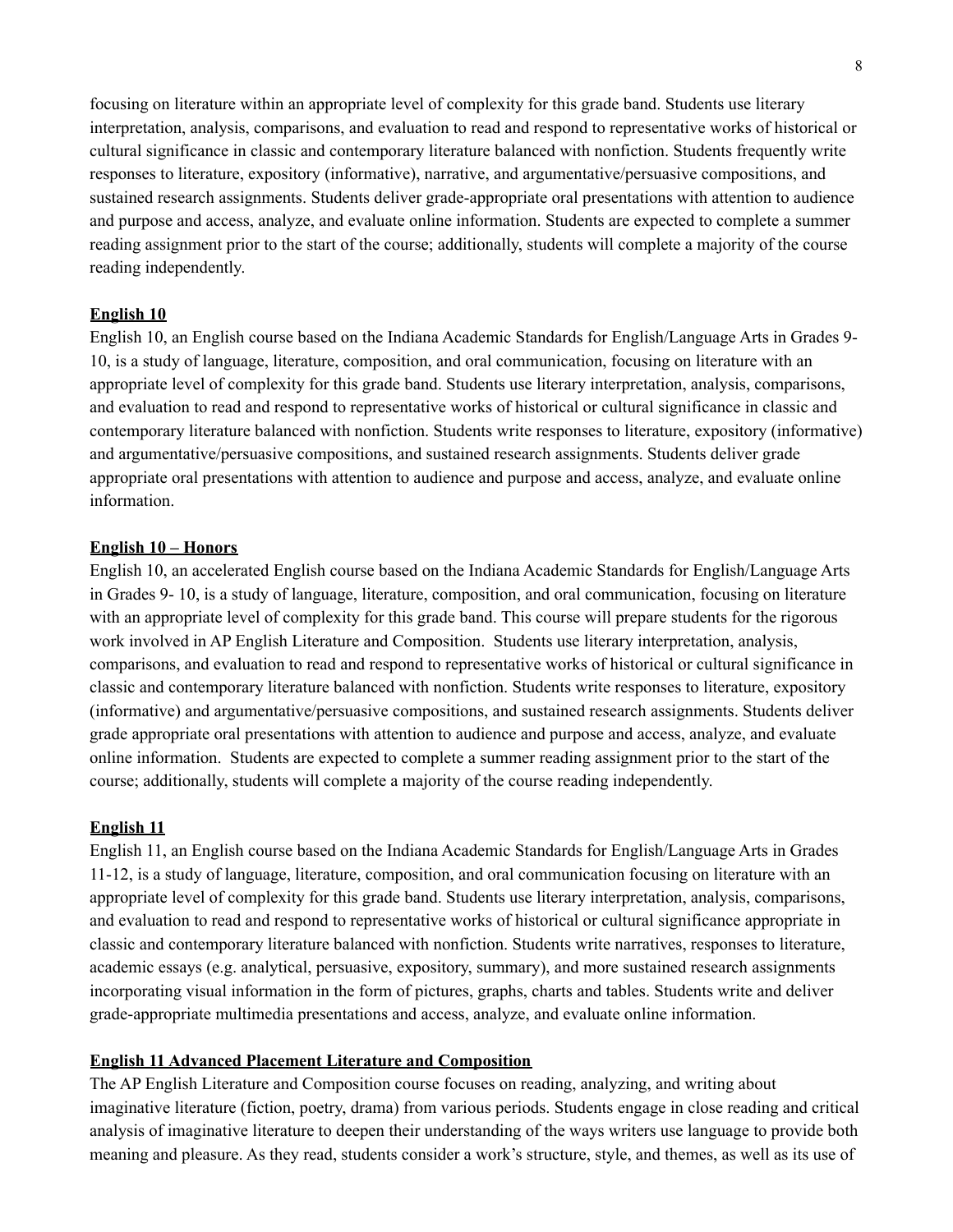focusing on literature within an appropriate level of complexity for this grade band. Students use literary interpretation, analysis, comparisons, and evaluation to read and respond to representative works of historical or cultural significance in classic and contemporary literature balanced with nonfiction. Students frequently write responses to literature, expository (informative), narrative, and argumentative/persuasive compositions, and sustained research assignments. Students deliver grade-appropriate oral presentations with attention to audience and purpose and access, analyze, and evaluate online information. Students are expected to complete a summer reading assignment prior to the start of the course; additionally, students will complete a majority of the course reading independently.

**English 10**

English 10, an English course based on the Indiana Academic Standards for English/Language Arts in Grades 9-10, is a study of language, literature, composition, and oral communication, focusing on literature with an appropriate level of complexity for this grade band. Students use literary interpretation, analysis, comparisons, and evaluation to read and respond to representative works of historical or cultural significance in classic and contemporary literature balanced with nonfiction. Students write responses to literature, expository (informative) and argumentative/persuasive compositions, and sustained research assignments. Students deliver grade appropriate oral presentations with attention to audience and purpose and access, analyze, and evaluate online information.

**English 10 – Honors**

English 10, an accelerated English course based on the Indiana Academic Standards for English/Language Arts in Grades 9- 10, is a study of language, literature, composition, and oral communication, focusing on literature with an appropriate level of complexity for this grade band. This course will prepare students for the rigorous work involved in AP English Literature and Composition. Students use literary interpretation, analysis, comparisons, and evaluation to read and respond to representative works of historical or cultural significance in classic and contemporary literature balanced with nonfiction. Students write responses to literature, expository (informative) and argumentative/persuasive compositions, and sustained research assignments. Students deliver grade appropriate oral presentations with attention to audience and purpose and access, analyze, and evaluate online information. Students are expected to complete a summer reading assignment prior to the start of the course; additionally, students will complete a majority of the course reading independently.

**English 11**

English 11, an English course based on the Indiana Academic Standards for English/Language Arts in Grades 11-12, is a study of language, literature, composition, and oral communication focusing on literature with an appropriate level of complexity for this grade band. Students use literary interpretation, analysis, comparisons, and evaluation to read and respond to representative works of historical or cultural significance appropriate in classic and contemporary literature balanced with nonfiction. Students write narratives, responses to literature, academic essays (e.g. analytical, persuasive, expository, summary), and more sustained research assignments incorporating visual information in the form of pictures, graphs, charts and tables. Students write and deliver grade-appropriate multimedia presentations and access, analyze, and evaluate online information.

**English 11 Advanced Placement Literature and Composition**

The AP English Literature and Composition course focuses on reading, analyzing, and writing about imaginative literature (fiction, poetry, drama) from various periods. Students engage in close reading and critical analysis of imaginative literature to deepen their understanding of the ways writers use language to provide both meaning and pleasure. As they read, students consider a work's structure, style, and themes, as well as its use of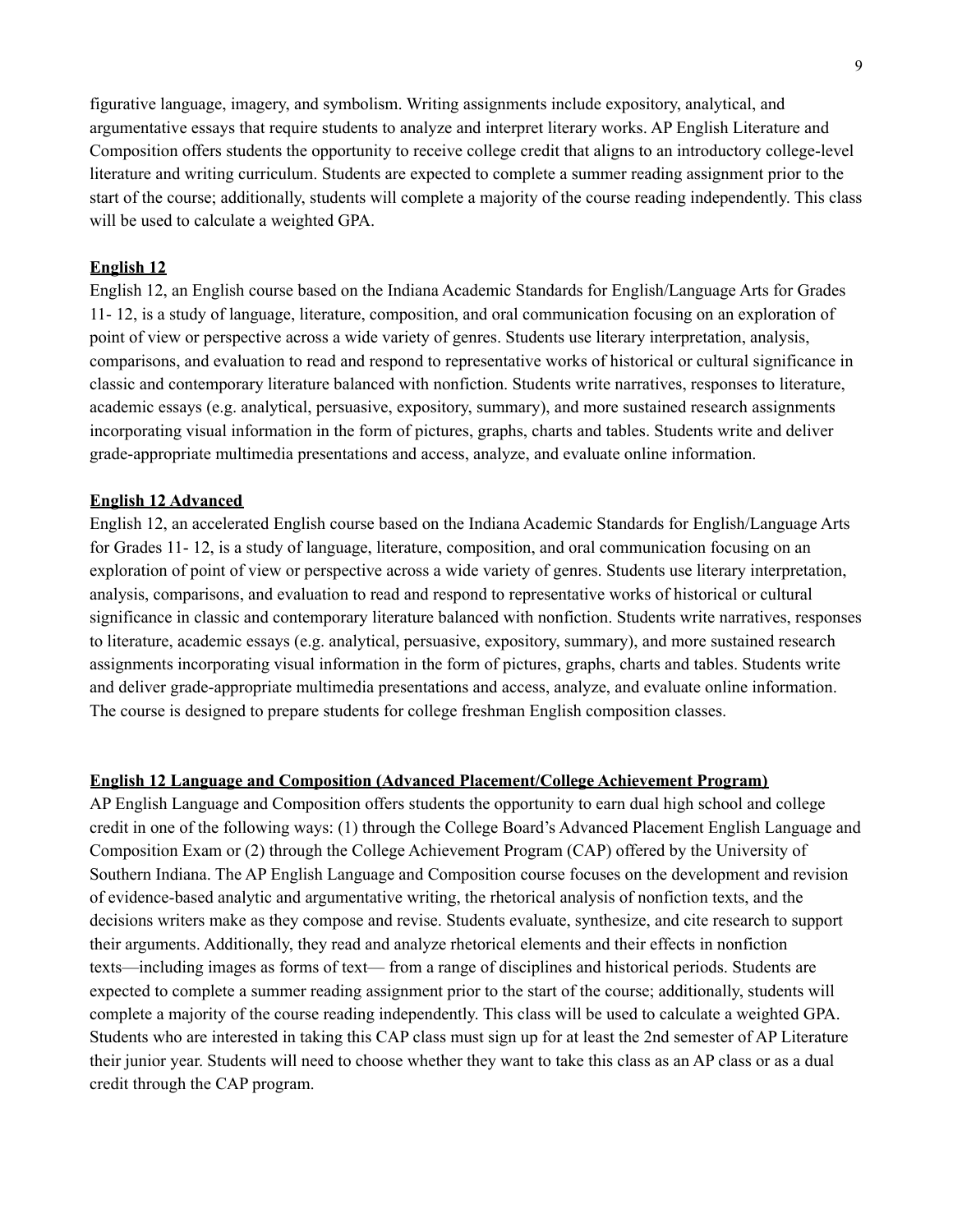figurative language, imagery, and symbolism. Writing assignments include expository, analytical, and argumentative essays that require students to analyze and interpret literary works. AP English Literature and Composition offers students the opportunity to receive college credit that aligns to an introductory college-level literature and writing curriculum. Students are expected to complete a summer reading assignment prior to the start of the course; additionally, students will complete a majority of the course reading independently. This class will be used to calculate a weighted GPA.

**English 12**

English 12, an English course based on the Indiana Academic Standards for English/Language Arts for Grades 11- 12, is a study of language, literature, composition, and oral communication focusing on an exploration of point of view or perspective across a wide variety of genres. Students use literary interpretation, analysis, comparisons, and evaluation to read and respond to representative works of historical or cultural significance in classic and contemporary literature balanced with nonfiction. Students write narratives, responses to literature, academic essays (e.g. analytical, persuasive, expository, summary), and more sustained research assignments incorporating visual information in the form of pictures, graphs, charts and tables. Students write and deliver grade-appropriate multimedia presentations and access, analyze, and evaluate online information.

**English 12 Advanced**

English 12, an accelerated English course based on the Indiana Academic Standards for English/Language Arts for Grades 11- 12, is a study of language, literature, composition, and oral communication focusing on an exploration of point of view or perspective across a wide variety of genres. Students use literary interpretation, analysis, comparisons, and evaluation to read and respond to representative works of historical or cultural significance in classic and contemporary literature balanced with nonfiction. Students write narratives, responses to literature, academic essays (e.g. analytical, persuasive, expository, summary), and more sustained research assignments incorporating visual information in the form of pictures, graphs, charts and tables. Students write and deliver grade-appropriate multimedia presentations and access, analyze, and evaluate online information. The course is designed to prepare students for college freshman English composition classes.

**English 12 Language and Composition (Advanced Placement/College Achievement Program)**

AP English Language and Composition offers students the opportunity to earn dual high school and college credit in one of the following ways: (1) through the College Board's Advanced Placement English Language and Composition Exam or (2) through the College Achievement Program (CAP) offered by the University of Southern Indiana. The AP English Language and Composition course focuses on the development and revision of evidence-based analytic and argumentative writing, the rhetorical analysis of nonfiction texts, and the decisions writers make as they compose and revise. Students evaluate, synthesize, and cite research to support their arguments. Additionally, they read and analyze rhetorical elements and their effects in nonfiction texts—including images as forms of text— from a range of disciplines and historical periods. Students are expected to complete a summer reading assignment prior to the start of the course; additionally, students will complete a majority of the course reading independently. This class will be used to calculate a weighted GPA. Students who are interested in taking this CAP class must sign up for at least the 2nd semester of AP Literature their junior year. Students will need to choose whether they want to take this class as an AP class or as a dual credit through the CAP program.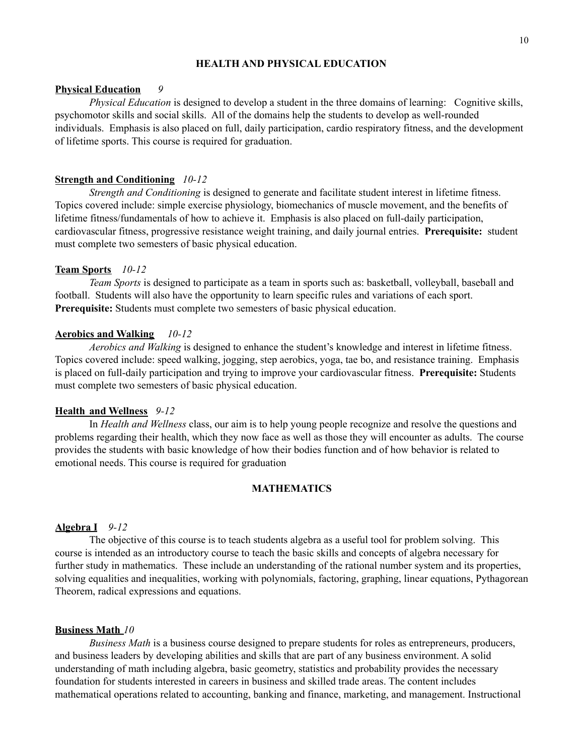## HEALTH AND PHYSICAL EDUCATION

**Physical Education** *9*

*Physical Education* is designed to develop a student in the three domains of learning: Cognitive skills, psychomotor skills and social skills. All of the domains help the students to develop as well-rounded individuals. Emphasis is also placed on full, daily participation, cardio respiratory fitness, and the development of lifetime sports. This course is required for graduation.

**Strength and Conditioning** *10-12*

*Strength and Conditioning* is designed to generate and facilitate student interest in lifetime fitness. Topics covered include: simple exercise physiology, biomechanics of muscle movement, and the benefits of lifetime fitness/fundamentals of how to achieve it. Emphasis is also placed on full-daily participation, cardiovascular fitness, progressive resistance weight training, and daily journal entries. **Prerequisite:** student must complete two semesters of basic physical education.

**Team Sports** *10-12*

*Team Sports* is designed to participate as a team in sports such as: basketball, volleyball, baseball and football. Students will also have the opportunity to learn specific rules and variations of each sport. **Prerequisite:** Students must complete two semesters of basic physical education.

**Aerobics and Walking** *10-12*

*Aerobics and Walking* is designed to enhance the student's knowledge and interest in lifetime fitness. Topics covered include: speed walking, jogging, step aerobics, yoga, tae bo, and resistance training. Emphasis is placed on full-daily participation and trying to improve your cardiovascular fitness. **Prerequisite:** Students must complete two semesters of basic physical education.

**Health and Wellness** *9-12*

In *Health and Wellness* class, our aim is to help young people recognize and resolve the questions and problems regarding their health, which they now face as well as those they will encounter as adults. The course provides the students with basic knowledge of how their bodies function and of how behavior is related to emotional needs. This course is required for graduation

## MATHEMATICS

**Algebra I** *9-12*

The objective of this course is to teach students algebra as a useful tool for problem solving. This course is intended as an introductory course to teach the basic skills and concepts of algebra necessary for further study in mathematics. These include an understanding of the rational number system and its properties, solving equalities and inequalities, working with polynomials, factoring, graphing, linear equations, Pythagorean Theorem, radical expressions and equations.

**Business Math** *10*

*Business Math* is a business course designed to prepare students for roles as entrepreneurs, producers, and business leaders by developing abilities and skills that are part of any business environment. A solid understanding of math including algebra, basic geometry, statistics and probability provides the necessary foundation for students interested in careers in business and skilled trade areas. The content includes mathematical operations related to accounting, banking and finance, marketing, and management. Instructional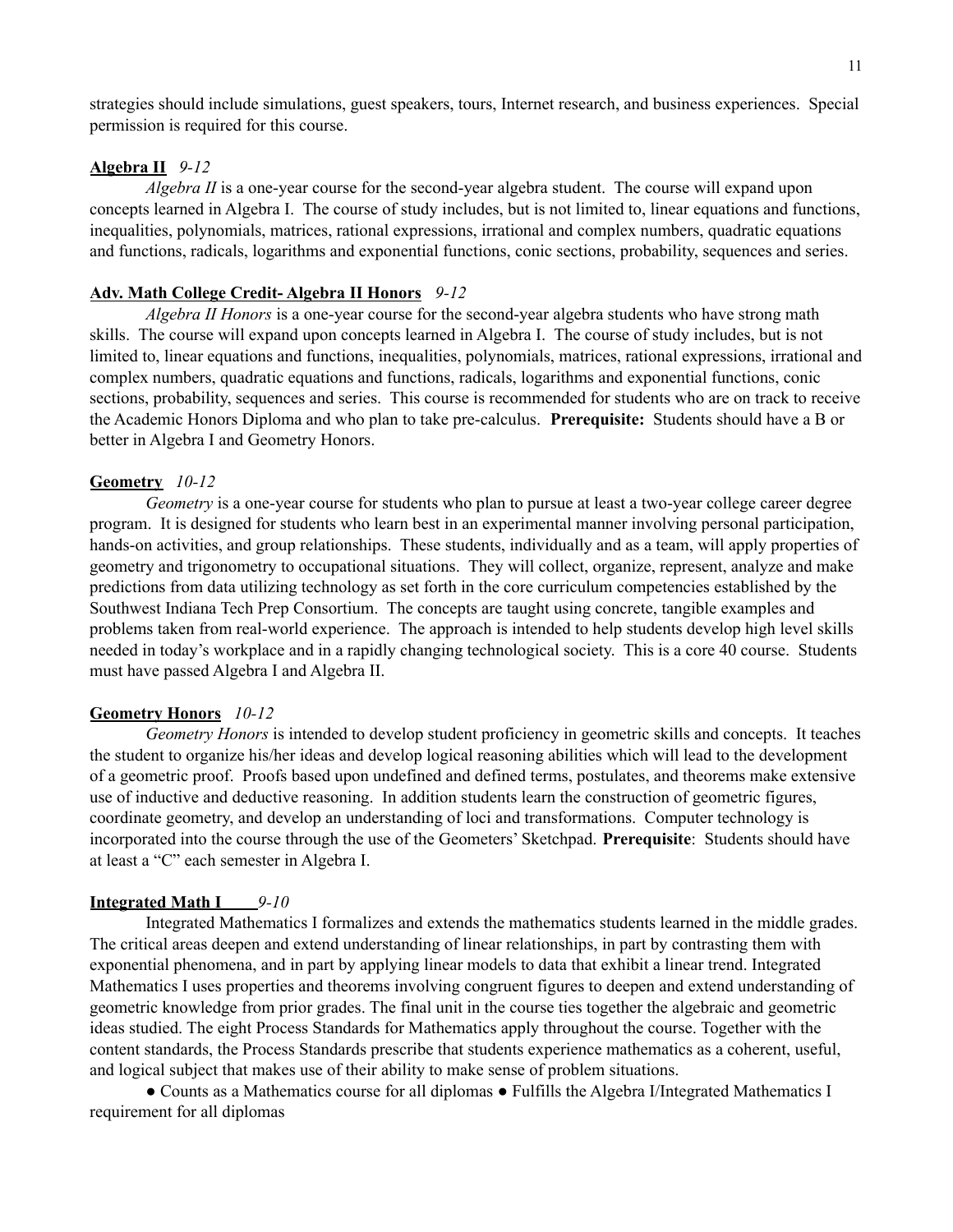strategies should include simulations, guest speakers, tours, Internet research, and business experiences. Special permission is required for this course.

**Algebra II** *9-12*

*Algebra II* is a one-year course for the second-year algebra student. The course will expand upon concepts learned in Algebra I. The course of study includes, but is not limited to, linear equations and functions, inequalities, polynomials, matrices, rational expressions, irrational and complex numbers, quadratic equations and functions, radicals, logarithms and exponential functions, conic sections, probability, sequences and series.

**Adv. Math College Credit- Algebra II Honors** *9-12*

*Algebra II Honors* is a one-year course for the second-year algebra students who have strong math skills. The course will expand upon concepts learned in Algebra I. The course of study includes, but is not limited to, linear equations and functions, inequalities, polynomials, matrices, rational expressions, irrational and complex numbers, quadratic equations and functions, radicals, logarithms and exponential functions, conic sections, probability, sequences and series. This course is recommended for students who are on track to receive the Academic Honors Diploma and who plan to take pre-calculus. **Prerequisite:** Students should have a B or better in Algebra I and Geometry Honors.

**Geometry** *10-12*

*Geometry* is a one-year course for students who plan to pursue at least a two-year college career degree program. It is designed for students who learn best in an experimental manner involving personal participation, hands-on activities, and group relationships. These students, individually and as a team, will apply properties of geometry and trigonometry to occupational situations. They will collect, organize, represent, analyze and make predictions from data utilizing technology as set forth in the core curriculum competencies established by the Southwest Indiana Tech Prep Consortium. The concepts are taught using concrete, tangible examples and problems taken from real-world experience. The approach is intended to help students develop high level skills needed in today's workplace and in a rapidly changing technological society. This is a core 40 course. Students must have passed Algebra I and Algebra II.

**Geometry Honors** *10-12*

*Geometry Honors* is intended to develop student proficiency in geometric skills and concepts. It teaches the student to organize his/her ideas and develop logical reasoning abilities which will lead to the development of a geometric proof. Proofs based upon undefined and defined terms, postulates, and theorems make extensive use of inductive and deductive reasoning. In addition students learn the construction of geometric figures, coordinate geometry, and develop an understanding of loci and transformations. Computer technology is incorporated into the course through the use of the Geometers' Sketchpad. **Prerequisite**: Students should have at least a "C" each semester in Algebra I.

**Integrated Math I** *9-10*

Integrated Mathematics I formalizes and extends the mathematics students learned in the middle grades. The critical areas deepen and extend understanding of linear relationships, in part by contrasting them with exponential phenomena, and in part by applying linear models to data that exhibit a linear trend. Integrated Mathematics I uses properties and theorems involving congruent figures to deepen and extend understanding of geometric knowledge from prior grades. The final unit in the course ties together the algebraic and geometric ideas studied. The eight Process Standards for Mathematics apply throughout the course. Together with the content standards, the Process Standards prescribe that students experience mathematics as a coherent, useful, and logical subject that makes use of their ability to make sense of problem situations.

● Counts as a Mathematics course for all diplomas ● Fulfills the Algebra I/Integrated Mathematics I requirement for all diplomas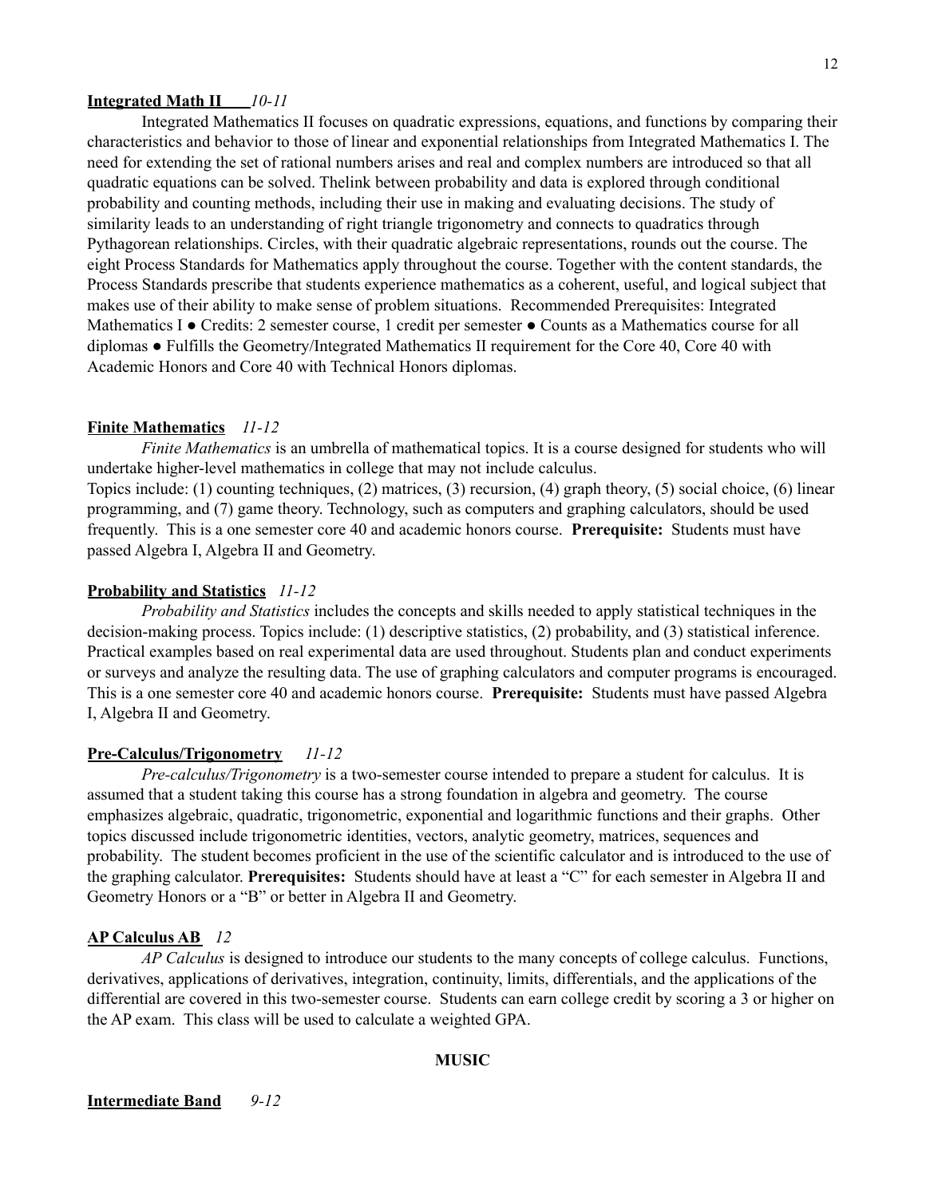**<u>Integrated Math II</u>** *10-11*

Integrated Mathematics II focuses on quadratic expressions, equations, and functions by comparing their characteristics and behavior to those of linear and exponential relationships from Integrated Mathematics I. The need for extending the set of rational numbers arises and real and complex numbers are introduced so that all quadratic equations can be solved. Thelink between probability and data is explored through conditional probability and counting methods, including their use in making and evaluating decisions. The study of similarity leads to an understanding of right triangle trigonometry and connects to quadratics through Pythagorean relationships. Circles, with their quadratic algebraic representations, rounds out the course. The eight Process Standards for Mathematics apply throughout the course. Together with the content standards, the Process Standards prescribe that students experience mathematics as a coherent, useful, and logical subject that makes use of their ability to make sense of problem situations. Recommended Prerequisites: Integrated Mathematics I ● Credits: 2 semester course, 1 credit per semester ● Counts as a Mathematics course for all diplomas ● Fulfills the Geometry/Integrated Mathematics II requirement for the Core 40, Core 40 with Academic Honors and Core 40 with Technical Honors diplomas.

**<u>Finite Mathematics</u>** *11-12*

*Finite Mathematics* is an umbrella of mathematical topics. It is a course designed for students who will undertake higher-level mathematics in college that may not include calculus.
Topics include: (1) counting techniques, (2) matrices, (3) recursion, (4) graph theory, (5) social choice, (6) linear programming, and (7) game theory. Technology, such as computers and graphing calculators, should be used frequently. This is a one semester core 40 and academic honors course. **Prerequisite:** Students must have passed Algebra I, Algebra II and Geometry.

**<u>Probability and Statistics</u>** *11-12*

*Probability and Statistics* includes the concepts and skills needed to apply statistical techniques in the decision-making process. Topics include: (1) descriptive statistics, (2) probability, and (3) statistical inference. Practical examples based on real experimental data are used throughout. Students plan and conduct experiments or surveys and analyze the resulting data. The use of graphing calculators and computer programs is encouraged. This is a one semester core 40 and academic honors course. **Prerequisite:** Students must have passed Algebra I, Algebra II and Geometry.

**<u>Pre-Calculus/Trigonometry</u>** *11-12*

*Pre-calculus/Trigonometry* is a two-semester course intended to prepare a student for calculus. It is assumed that a student taking this course has a strong foundation in algebra and geometry. The course emphasizes algebraic, quadratic, trigonometric, exponential and logarithmic functions and their graphs. Other topics discussed include trigonometric identities, vectors, analytic geometry, matrices, sequences and probability. The student becomes proficient in the use of the scientific calculator and is introduced to the use of the graphing calculator. **Prerequisites:** Students should have at least a "C" for each semester in Algebra II and Geometry Honors or a "B" or better in Algebra II and Geometry.

**<u>AP Calculus AB</u>** *12*

*AP Calculus* is designed to introduce our students to the many concepts of college calculus. Functions, derivatives, applications of derivatives, integration, continuity, limits, differentials, and the applications of the differential are covered in this two-semester course. Students can earn college credit by scoring a 3 or higher on the AP exam. This class will be used to calculate a weighted GPA.

## MUSIC

**<u>Intermediate Band</u>** *9-12*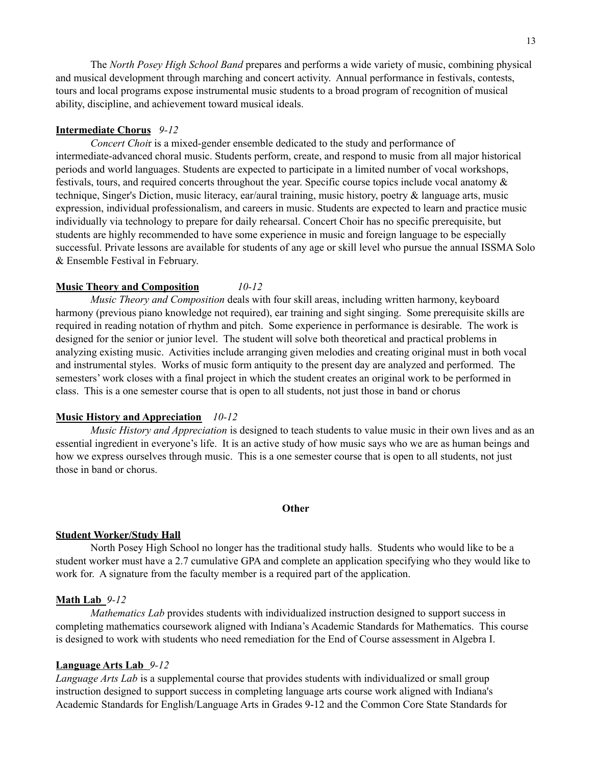The *North Posey High School Band* prepares and performs a wide variety of music, combining physical and musical development through marching and concert activity. Annual performance in festivals, contests, tours and local programs expose instrumental music students to a broad program of recognition of musical ability, discipline, and achievement toward musical ideals.

**Intermediate Chorus** *9-12*

*Concert Choi*r is a mixed-gender ensemble dedicated to the study and performance of intermediate-advanced choral music. Students perform, create, and respond to music from all major historical periods and world languages. Students are expected to participate in a limited number of vocal workshops, festivals, tours, and required concerts throughout the year. Specific course topics include vocal anatomy & technique, Singer's Diction, music literacy, ear/aural training, music history, poetry & language arts, music expression, individual professionalism, and careers in music. Students are expected to learn and practice music individually via technology to prepare for daily rehearsal. Concert Choir has no specific prerequisite, but students are highly recommended to have some experience in music and foreign language to be especially successful. Private lessons are available for students of any age or skill level who pursue the annual ISSMA Solo & Ensemble Festival in February.

**Music Theory and Composition** *10-12*

*Music Theory and Composition* deals with four skill areas, including written harmony, keyboard harmony (previous piano knowledge not required), ear training and sight singing. Some prerequisite skills are required in reading notation of rhythm and pitch. Some experience in performance is desirable. The work is designed for the senior or junior level. The student will solve both theoretical and practical problems in analyzing existing music. Activities include arranging given melodies and creating original must in both vocal and instrumental styles. Works of music form antiquity to the present day are analyzed and performed. The semesters' work closes with a final project in which the student creates an original work to be performed in class. This is a one semester course that is open to all students, not just those in band or chorus

**Music History and Appreciation** *10-12*

*Music History and Appreciation* is designed to teach students to value music in their own lives and as an essential ingredient in everyone's life. It is an active study of how music says who we are as human beings and how we express ourselves through music. This is a one semester course that is open to all students, not just those in band or chorus.

## Other

**Student Worker/Study Hall**

North Posey High School no longer has the traditional study halls. Students who would like to be a student worker must have a 2.7 cumulative GPA and complete an application specifying who they would like to work for. A signature from the faculty member is a required part of the application.

**Math Lab** *9-12*

*Mathematics Lab* provides students with individualized instruction designed to support success in completing mathematics coursework aligned with Indiana's Academic Standards for Mathematics. This course is designed to work with students who need remediation for the End of Course assessment in Algebra I.

**Language Arts Lab** *9-12*

*Language Arts Lab* is a supplemental course that provides students with individualized or small group instruction designed to support success in completing language arts course work aligned with Indiana's Academic Standards for English/Language Arts in Grades 9-12 and the Common Core State Standards for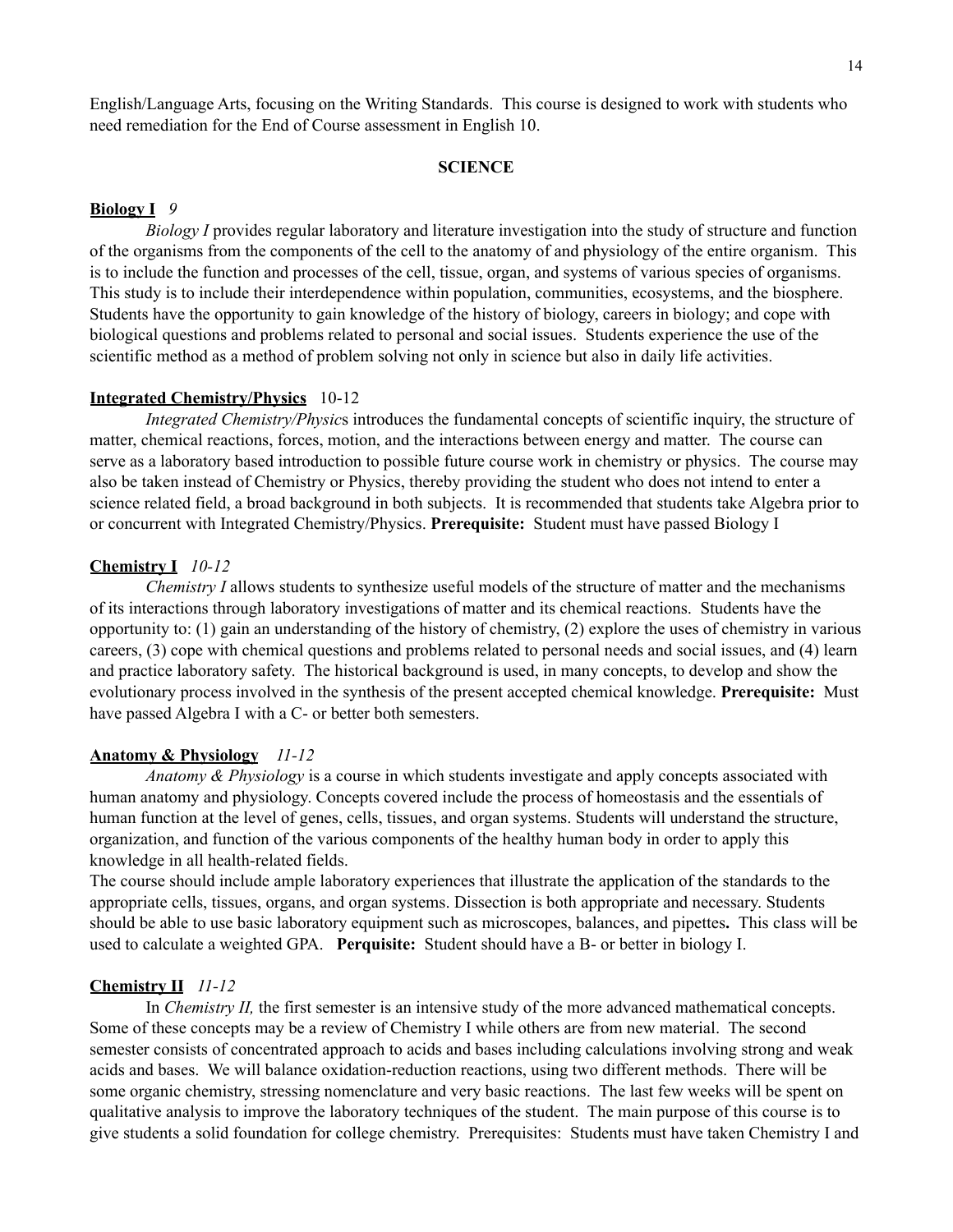English/Language Arts, focusing on the Writing Standards. This course is designed to work with students who need remediation for the End of Course assessment in English 10.

## SCIENCE

**Biology I** *9*

*Biology I* provides regular laboratory and literature investigation into the study of structure and function of the organisms from the components of the cell to the anatomy of and physiology of the entire organism. This is to include the function and processes of the cell, tissue, organ, and systems of various species of organisms. This study is to include their interdependence within population, communities, ecosystems, and the biosphere. Students have the opportunity to gain knowledge of the history of biology, careers in biology; and cope with biological questions and problems related to personal and social issues. Students experience the use of the scientific method as a method of problem solving not only in science but also in daily life activities.

**Integrated Chemistry/Physics** 10-12

*Integrated Chemistry/Physics* introduces the fundamental concepts of scientific inquiry, the structure of matter, chemical reactions, forces, motion, and the interactions between energy and matter. The course can serve as a laboratory based introduction to possible future course work in chemistry or physics. The course may also be taken instead of Chemistry or Physics, thereby providing the student who does not intend to enter a science related field, a broad background in both subjects. It is recommended that students take Algebra prior to or concurrent with Integrated Chemistry/Physics. **Prerequisite:** Student must have passed Biology I

**Chemistry I** *10-12*

*Chemistry I* allows students to synthesize useful models of the structure of matter and the mechanisms of its interactions through laboratory investigations of matter and its chemical reactions. Students have the opportunity to: (1) gain an understanding of the history of chemistry, (2) explore the uses of chemistry in various careers, (3) cope with chemical questions and problems related to personal needs and social issues, and (4) learn and practice laboratory safety. The historical background is used, in many concepts, to develop and show the evolutionary process involved in the synthesis of the present accepted chemical knowledge. **Prerequisite:** Must have passed Algebra I with a C- or better both semesters.

**Anatomy & Physiology** *11-12*

*Anatomy & Physiology* is a course in which students investigate and apply concepts associated with human anatomy and physiology. Concepts covered include the process of homeostasis and the essentials of human function at the level of genes, cells, tissues, and organ systems. Students will understand the structure, organization, and function of the various components of the healthy human body in order to apply this knowledge in all health-related fields.

The course should include ample laboratory experiences that illustrate the application of the standards to the appropriate cells, tissues, organs, and organ systems. Dissection is both appropriate and necessary. Students should be able to use basic laboratory equipment such as microscopes, balances, and pipettes**.** This class will be used to calculate a weighted GPA. **Perquisite:** Student should have a B- or better in biology I.

**Chemistry II** *11-12*

In *Chemistry II,* the first semester is an intensive study of the more advanced mathematical concepts. Some of these concepts may be a review of Chemistry I while others are from new material. The second semester consists of concentrated approach to acids and bases including calculations involving strong and weak acids and bases. We will balance oxidation-reduction reactions, using two different methods. There will be some organic chemistry, stressing nomenclature and very basic reactions. The last few weeks will be spent on qualitative analysis to improve the laboratory techniques of the student. The main purpose of this course is to give students a solid foundation for college chemistry. Prerequisites: Students must have taken Chemistry I and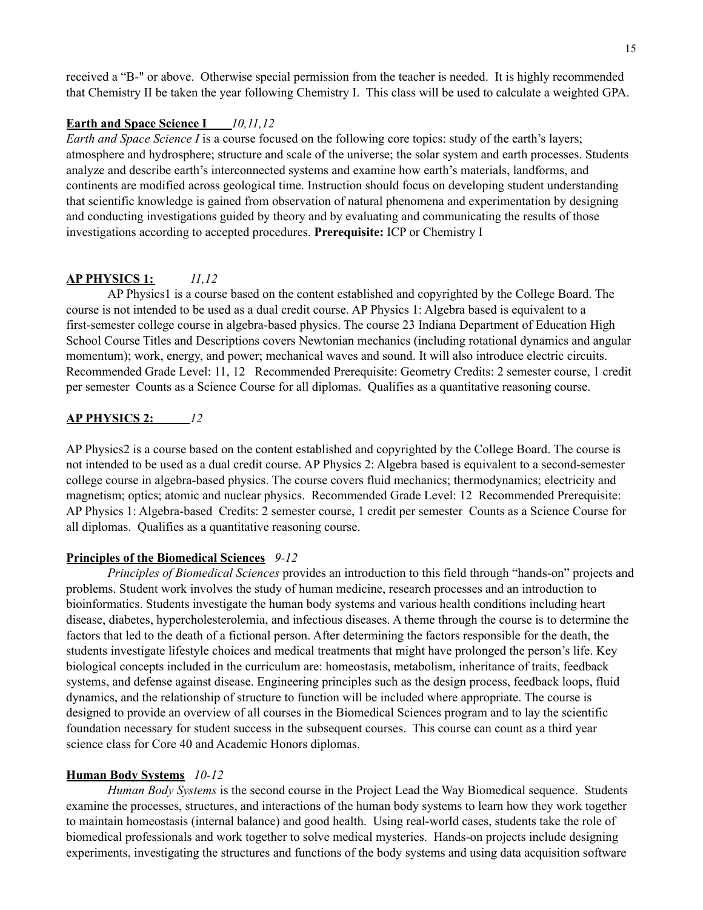received a "B-" or above. Otherwise special permission from the teacher is needed. It is highly recommended that Chemistry II be taken the year following Chemistry I. This class will be used to calculate a weighted GPA.

**Earth and Space Science I** *10,11,12*

*Earth and Space Science I* is a course focused on the following core topics: study of the earth's layers; atmosphere and hydrosphere; structure and scale of the universe; the solar system and earth processes. Students analyze and describe earth's interconnected systems and examine how earth's materials, landforms, and continents are modified across geological time. Instruction should focus on developing student understanding that scientific knowledge is gained from observation of natural phenomena and experimentation by designing and conducting investigations guided by theory and by evaluating and communicating the results of those investigations according to accepted procedures. **Prerequisite:** ICP or Chemistry I

**AP PHYSICS 1:** *11,12*

AP Physics1 is a course based on the content established and copyrighted by the College Board. The course is not intended to be used as a dual credit course. AP Physics 1: Algebra based is equivalent to a first-semester college course in algebra-based physics. The course 23 Indiana Department of Education High School Course Titles and Descriptions covers Newtonian mechanics (including rotational dynamics and angular momentum); work, energy, and power; mechanical waves and sound. It will also introduce electric circuits. Recommended Grade Level: 11, 12 Recommended Prerequisite: Geometry Credits: 2 semester course, 1 credit per semester Counts as a Science Course for all diplomas. Qualifies as a quantitative reasoning course.

**AP PHYSICS 2:** *12*

AP Physics2 is a course based on the content established and copyrighted by the College Board. The course is not intended to be used as a dual credit course. AP Physics 2: Algebra based is equivalent to a second-semester college course in algebra-based physics. The course covers fluid mechanics; thermodynamics; electricity and magnetism; optics; atomic and nuclear physics. Recommended Grade Level: 12 Recommended Prerequisite: AP Physics 1: Algebra-based Credits: 2 semester course, 1 credit per semester Counts as a Science Course for all diplomas. Qualifies as a quantitative reasoning course.

**Principles of the Biomedical Sciences** *9-12*

*Principles of Biomedical Sciences* provides an introduction to this field through "hands-on" projects and problems. Student work involves the study of human medicine, research processes and an introduction to bioinformatics. Students investigate the human body systems and various health conditions including heart disease, diabetes, hypercholesterolemia, and infectious diseases. A theme through the course is to determine the factors that led to the death of a fictional person. After determining the factors responsible for the death, the students investigate lifestyle choices and medical treatments that might have prolonged the person's life. Key biological concepts included in the curriculum are: homeostasis, metabolism, inheritance of traits, feedback systems, and defense against disease. Engineering principles such as the design process, feedback loops, fluid dynamics, and the relationship of structure to function will be included where appropriate. The course is designed to provide an overview of all courses in the Biomedical Sciences program and to lay the scientific foundation necessary for student success in the subsequent courses. This course can count as a third year science class for Core 40 and Academic Honors diplomas.

**Human Body Systems** *10-12*

*Human Body Systems* is the second course in the Project Lead the Way Biomedical sequence. Students examine the processes, structures, and interactions of the human body systems to learn how they work together to maintain homeostasis (internal balance) and good health. Using real-world cases, students take the role of biomedical professionals and work together to solve medical mysteries. Hands-on projects include designing experiments, investigating the structures and functions of the body systems and using data acquisition software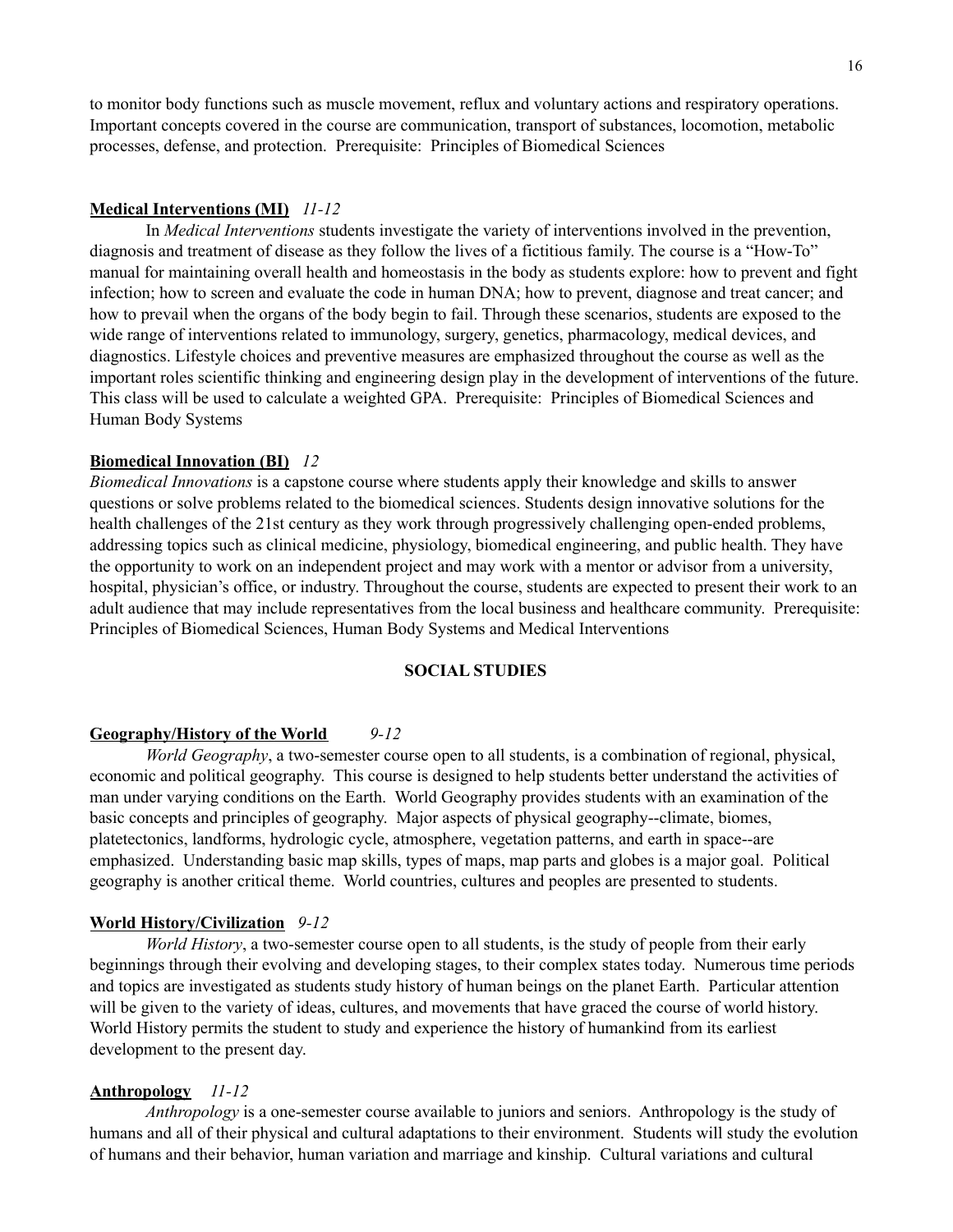to monitor body functions such as muscle movement, reflux and voluntary actions and respiratory operations. Important concepts covered in the course are communication, transport of substances, locomotion, metabolic processes, defense, and protection. Prerequisite: Principles of Biomedical Sciences

**Medical Interventions (MI)** *11-12*

In *Medical Interventions* students investigate the variety of interventions involved in the prevention, diagnosis and treatment of disease as they follow the lives of a fictitious family. The course is a "How-To" manual for maintaining overall health and homeostasis in the body as students explore: how to prevent and fight infection; how to screen and evaluate the code in human DNA; how to prevent, diagnose and treat cancer; and how to prevail when the organs of the body begin to fail. Through these scenarios, students are exposed to the wide range of interventions related to immunology, surgery, genetics, pharmacology, medical devices, and diagnostics. Lifestyle choices and preventive measures are emphasized throughout the course as well as the important roles scientific thinking and engineering design play in the development of interventions of the future. This class will be used to calculate a weighted GPA. Prerequisite: Principles of Biomedical Sciences and Human Body Systems

**Biomedical Innovation (BI)** *12*

*Biomedical Innovations* is a capstone course where students apply their knowledge and skills to answer questions or solve problems related to the biomedical sciences. Students design innovative solutions for the health challenges of the 21st century as they work through progressively challenging open-ended problems, addressing topics such as clinical medicine, physiology, biomedical engineering, and public health. They have the opportunity to work on an independent project and may work with a mentor or advisor from a university, hospital, physician's office, or industry. Throughout the course, students are expected to present their work to an adult audience that may include representatives from the local business and healthcare community. Prerequisite: Principles of Biomedical Sciences, Human Body Systems and Medical Interventions

## SOCIAL STUDIES

**Geography/History of the World** *9-12*

*World Geography*, a two-semester course open to all students, is a combination of regional, physical, economic and political geography. This course is designed to help students better understand the activities of man under varying conditions on the Earth. World Geography provides students with an examination of the basic concepts and principles of geography. Major aspects of physical geography--climate, biomes, platetectonics, landforms, hydrologic cycle, atmosphere, vegetation patterns, and earth in space--are emphasized. Understanding basic map skills, types of maps, map parts and globes is a major goal. Political geography is another critical theme. World countries, cultures and peoples are presented to students.

**World History/Civilization** *9-12*

*World History*, a two-semester course open to all students, is the study of people from their early beginnings through their evolving and developing stages, to their complex states today. Numerous time periods and topics are investigated as students study history of human beings on the planet Earth. Particular attention will be given to the variety of ideas, cultures, and movements that have graced the course of world history. World History permits the student to study and experience the history of humankind from its earliest development to the present day.

**Anthropology** *11-12*

*Anthropology* is a one-semester course available to juniors and seniors. Anthropology is the study of humans and all of their physical and cultural adaptations to their environment. Students will study the evolution of humans and their behavior, human variation and marriage and kinship. Cultural variations and cultural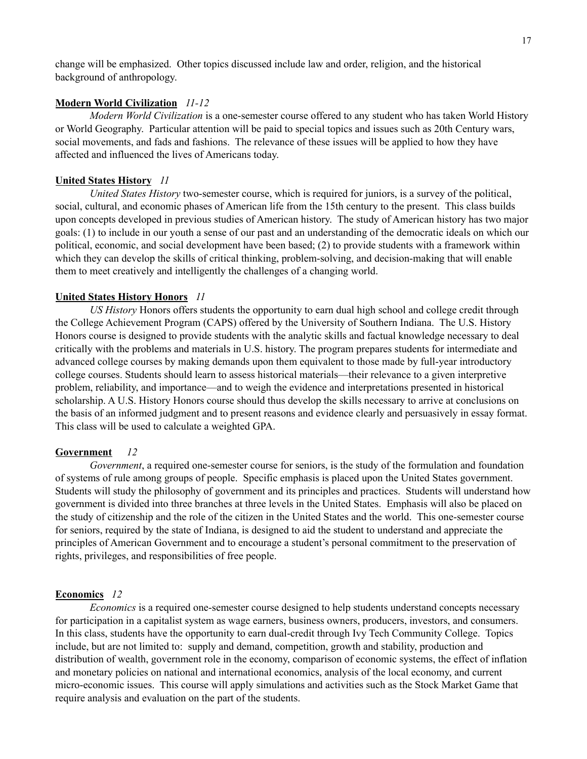change will be emphasized. Other topics discussed include law and order, religion, and the historical background of anthropology.

**Modern World Civilization** *11-12*

*Modern World Civilization* is a one-semester course offered to any student who has taken World History or World Geography. Particular attention will be paid to special topics and issues such as 20th Century wars, social movements, and fads and fashions. The relevance of these issues will be applied to how they have affected and influenced the lives of Americans today.

**United States History** *11*

*United States History* two-semester course, which is required for juniors, is a survey of the political, social, cultural, and economic phases of American life from the 15th century to the present. This class builds upon concepts developed in previous studies of American history. The study of American history has two major goals: (1) to include in our youth a sense of our past and an understanding of the democratic ideals on which our political, economic, and social development have been based; (2) to provide students with a framework within which they can develop the skills of critical thinking, problem-solving, and decision-making that will enable them to meet creatively and intelligently the challenges of a changing world.

**United States History Honors** *11*

*US History* Honors offers students the opportunity to earn dual high school and college credit through the College Achievement Program (CAPS) offered by the University of Southern Indiana. The U.S. History Honors course is designed to provide students with the analytic skills and factual knowledge necessary to deal critically with the problems and materials in U.S. history. The program prepares students for intermediate and advanced college courses by making demands upon them equivalent to those made by full-year introductory college courses. Students should learn to assess historical materials—their relevance to a given interpretive problem, reliability, and importance—and to weigh the evidence and interpretations presented in historical scholarship. A U.S. History Honors course should thus develop the skills necessary to arrive at conclusions on the basis of an informed judgment and to present reasons and evidence clearly and persuasively in essay format. This class will be used to calculate a weighted GPA.

**Government** *12*

*Government*, a required one-semester course for seniors, is the study of the formulation and foundation of systems of rule among groups of people. Specific emphasis is placed upon the United States government. Students will study the philosophy of government and its principles and practices. Students will understand how government is divided into three branches at three levels in the United States. Emphasis will also be placed on the study of citizenship and the role of the citizen in the United States and the world. This one-semester course for seniors, required by the state of Indiana, is designed to aid the student to understand and appreciate the principles of American Government and to encourage a student's personal commitment to the preservation of rights, privileges, and responsibilities of free people.

**Economics** *12*

*Economics* is a required one-semester course designed to help students understand concepts necessary for participation in a capitalist system as wage earners, business owners, producers, investors, and consumers. In this class, students have the opportunity to earn dual-credit through Ivy Tech Community College. Topics include, but are not limited to: supply and demand, competition, growth and stability, production and distribution of wealth, government role in the economy, comparison of economic systems, the effect of inflation and monetary policies on national and international economics, analysis of the local economy, and current micro-economic issues. This course will apply simulations and activities such as the Stock Market Game that require analysis and evaluation on the part of the students.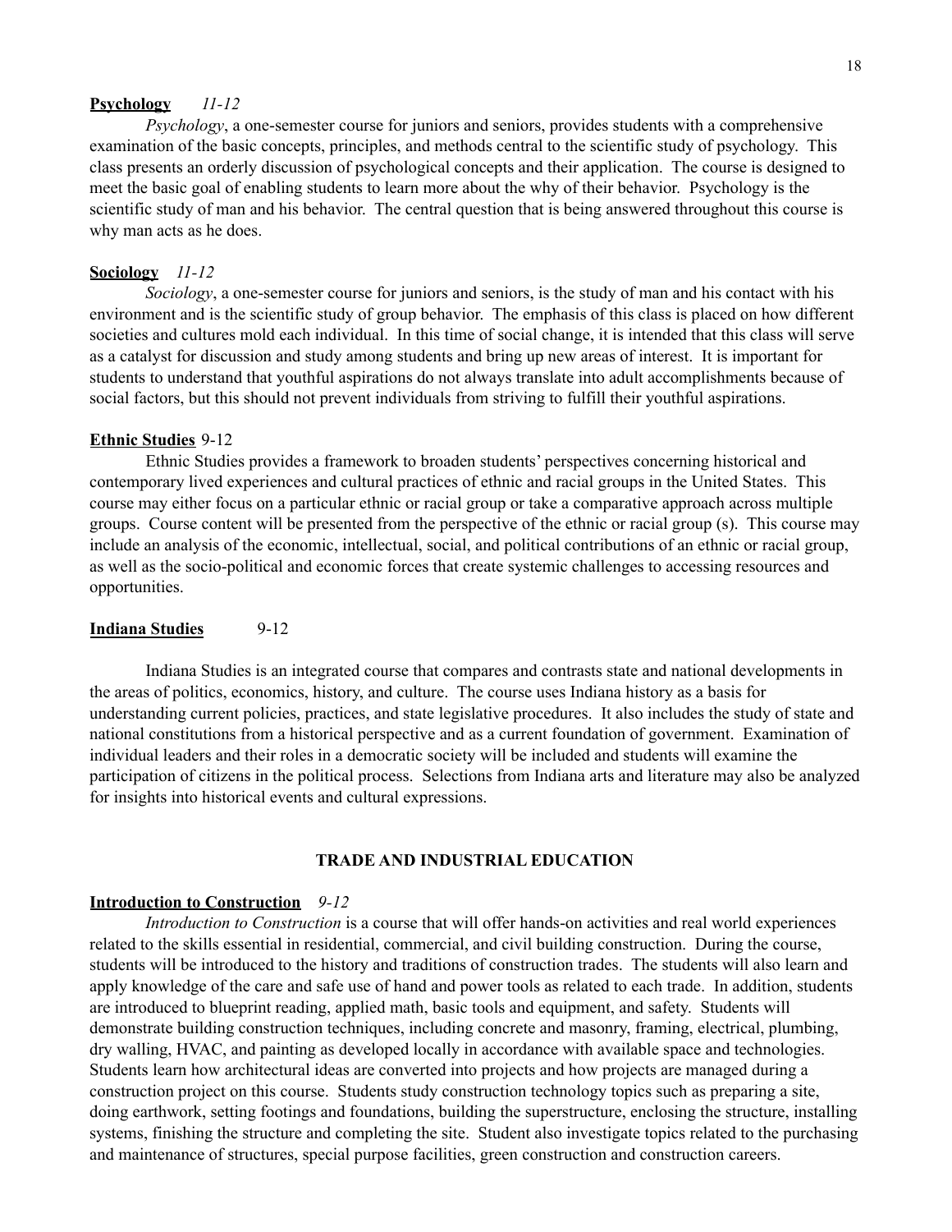**Psychology** *11-12*

*Psychology*, a one-semester course for juniors and seniors, provides students with a comprehensive examination of the basic concepts, principles, and methods central to the scientific study of psychology. This class presents an orderly discussion of psychological concepts and their application. The course is designed to meet the basic goal of enabling students to learn more about the why of their behavior. Psychology is the scientific study of man and his behavior. The central question that is being answered throughout this course is why man acts as he does.

**Sociology** *11-12*

*Sociology*, a one-semester course for juniors and seniors, is the study of man and his contact with his environment and is the scientific study of group behavior. The emphasis of this class is placed on how different societies and cultures mold each individual. In this time of social change, it is intended that this class will serve as a catalyst for discussion and study among students and bring up new areas of interest. It is important for students to understand that youthful aspirations do not always translate into adult accomplishments because of social factors, but this should not prevent individuals from striving to fulfill their youthful aspirations.

**Ethnic Studies** 9-12

Ethnic Studies provides a framework to broaden students' perspectives concerning historical and contemporary lived experiences and cultural practices of ethnic and racial groups in the United States. This course may either focus on a particular ethnic or racial group or take a comparative approach across multiple groups. Course content will be presented from the perspective of the ethnic or racial group (s). This course may include an analysis of the economic, intellectual, social, and political contributions of an ethnic or racial group, as well as the socio-political and economic forces that create systemic challenges to accessing resources and opportunities.

**Indiana Studies** 9-12

Indiana Studies is an integrated course that compares and contrasts state and national developments in the areas of politics, economics, history, and culture. The course uses Indiana history as a basis for understanding current policies, practices, and state legislative procedures. It also includes the study of state and national constitutions from a historical perspective and as a current foundation of government. Examination of individual leaders and their roles in a democratic society will be included and students will examine the participation of citizens in the political process. Selections from Indiana arts and literature may also be analyzed for insights into historical events and cultural expressions.

## TRADE AND INDUSTRIAL EDUCATION

**Introduction to Construction** *9-12*

*Introduction to Construction* is a course that will offer hands-on activities and real world experiences related to the skills essential in residential, commercial, and civil building construction. During the course, students will be introduced to the history and traditions of construction trades. The students will also learn and apply knowledge of the care and safe use of hand and power tools as related to each trade. In addition, students are introduced to blueprint reading, applied math, basic tools and equipment, and safety. Students will demonstrate building construction techniques, including concrete and masonry, framing, electrical, plumbing, dry walling, HVAC, and painting as developed locally in accordance with available space and technologies. Students learn how architectural ideas are converted into projects and how projects are managed during a construction project on this course. Students study construction technology topics such as preparing a site, doing earthwork, setting footings and foundations, building the superstructure, enclosing the structure, installing systems, finishing the structure and completing the site. Student also investigate topics related to the purchasing and maintenance of structures, special purpose facilities, green construction and construction careers.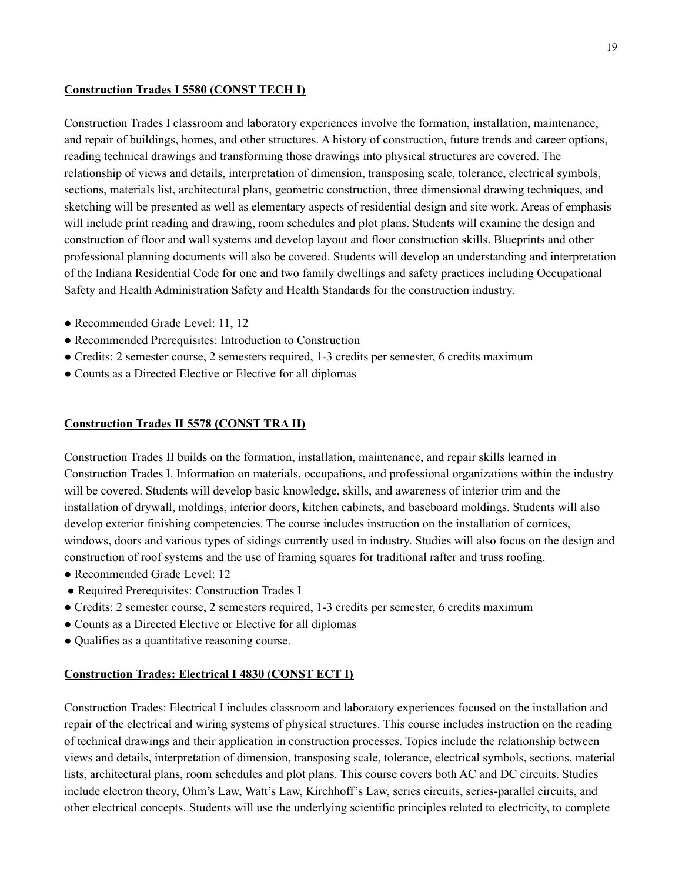**Construction Trades I 5580 (CONST TECH I)**

Construction Trades I classroom and laboratory experiences involve the formation, installation, maintenance, and repair of buildings, homes, and other structures. A history of construction, future trends and career options, reading technical drawings and transforming those drawings into physical structures are covered. The relationship of views and details, interpretation of dimension, transposing scale, tolerance, electrical symbols, sections, materials list, architectural plans, geometric construction, three dimensional drawing techniques, and sketching will be presented as well as elementary aspects of residential design and site work. Areas of emphasis will include print reading and drawing, room schedules and plot plans. Students will examine the design and construction of floor and wall systems and develop layout and floor construction skills. Blueprints and other professional planning documents will also be covered. Students will develop an understanding and interpretation of the Indiana Residential Code for one and two family dwellings and safety practices including Occupational Safety and Health Administration Safety and Health Standards for the construction industry.

- Recommended Grade Level: 11, 12
- Recommended Prerequisites: Introduction to Construction
- Credits: 2 semester course, 2 semesters required, 1-3 credits per semester, 6 credits maximum
- Counts as a Directed Elective or Elective for all diplomas

**Construction Trades II 5578 (CONST TRA II)**

Construction Trades II builds on the formation, installation, maintenance, and repair skills learned in Construction Trades I. Information on materials, occupations, and professional organizations within the industry will be covered. Students will develop basic knowledge, skills, and awareness of interior trim and the installation of drywall, moldings, interior doors, kitchen cabinets, and baseboard moldings. Students will also develop exterior finishing competencies. The course includes instruction on the installation of cornices, windows, doors and various types of sidings currently used in industry. Studies will also focus on the design and construction of roof systems and the use of framing squares for traditional rafter and truss roofing.

- Recommended Grade Level: 12
- Required Prerequisites: Construction Trades I
- Credits: 2 semester course, 2 semesters required, 1-3 credits per semester, 6 credits maximum
- Counts as a Directed Elective or Elective for all diplomas
- Qualifies as a quantitative reasoning course.

**Construction Trades: Electrical I 4830 (CONST ECT I)**

Construction Trades: Electrical I includes classroom and laboratory experiences focused on the installation and repair of the electrical and wiring systems of physical structures. This course includes instruction on the reading of technical drawings and their application in construction processes. Topics include the relationship between views and details, interpretation of dimension, transposing scale, tolerance, electrical symbols, sections, material lists, architectural plans, room schedules and plot plans. This course covers both AC and DC circuits. Studies include electron theory, Ohm's Law, Watt's Law, Kirchhoff's Law, series circuits, series-parallel circuits, and other electrical concepts. Students will use the underlying scientific principles related to electricity, to complete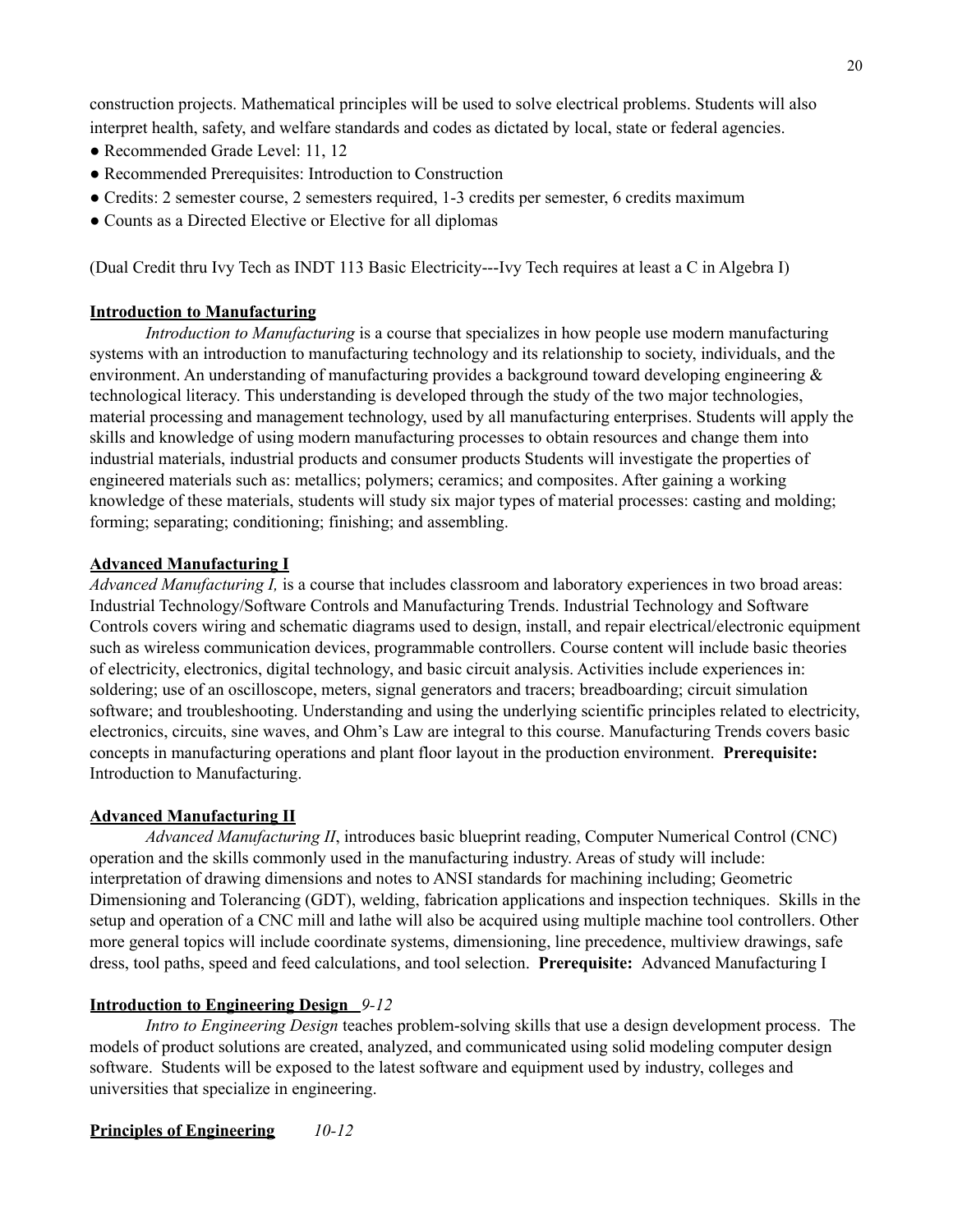construction projects. Mathematical principles will be used to solve electrical problems. Students will also interpret health, safety, and welfare standards and codes as dictated by local, state or federal agencies.

- Recommended Grade Level: 11, 12
- Recommended Prerequisites: Introduction to Construction
- Credits: 2 semester course, 2 semesters required, 1-3 credits per semester, 6 credits maximum
- Counts as a Directed Elective or Elective for all diplomas

(Dual Credit thru Ivy Tech as INDT 113 Basic Electricity---Ivy Tech requires at least a C in Algebra I)

**Introduction to Manufacturing**

*Introduction to Manufacturing* is a course that specializes in how people use modern manufacturing systems with an introduction to manufacturing technology and its relationship to society, individuals, and the environment. An understanding of manufacturing provides a background toward developing engineering & technological literacy. This understanding is developed through the study of the two major technologies, material processing and management technology, used by all manufacturing enterprises. Students will apply the skills and knowledge of using modern manufacturing processes to obtain resources and change them into industrial materials, industrial products and consumer products Students will investigate the properties of engineered materials such as: metallics; polymers; ceramics; and composites. After gaining a working knowledge of these materials, students will study six major types of material processes: casting and molding; forming; separating; conditioning; finishing; and assembling.

**Advanced Manufacturing I**

*Advanced Manufacturing I,* is a course that includes classroom and laboratory experiences in two broad areas: Industrial Technology/Software Controls and Manufacturing Trends. Industrial Technology and Software Controls covers wiring and schematic diagrams used to design, install, and repair electrical/electronic equipment such as wireless communication devices, programmable controllers. Course content will include basic theories of electricity, electronics, digital technology, and basic circuit analysis. Activities include experiences in: soldering; use of an oscilloscope, meters, signal generators and tracers; breadboarding; circuit simulation software; and troubleshooting. Understanding and using the underlying scientific principles related to electricity, electronics, circuits, sine waves, and Ohm's Law are integral to this course. Manufacturing Trends covers basic concepts in manufacturing operations and plant floor layout in the production environment. **Prerequisite:** Introduction to Manufacturing.

**Advanced Manufacturing II**

*Advanced Manufacturing II*, introduces basic blueprint reading, Computer Numerical Control (CNC) operation and the skills commonly used in the manufacturing industry. Areas of study will include: interpretation of drawing dimensions and notes to ANSI standards for machining including; Geometric Dimensioning and Tolerancing (GDT), welding, fabrication applications and inspection techniques. Skills in the setup and operation of a CNC mill and lathe will also be acquired using multiple machine tool controllers. Other more general topics will include coordinate systems, dimensioning, line precedence, multiview drawings, safe dress, tool paths, speed and feed calculations, and tool selection. **Prerequisite:** Advanced Manufacturing I

**Introduction to Engineering Design** *9-12*

*Intro to Engineering Design* teaches problem-solving skills that use a design development process. The models of product solutions are created, analyzed, and communicated using solid modeling computer design software. Students will be exposed to the latest software and equipment used by industry, colleges and universities that specialize in engineering.

**Principles of Engineering** *10-12*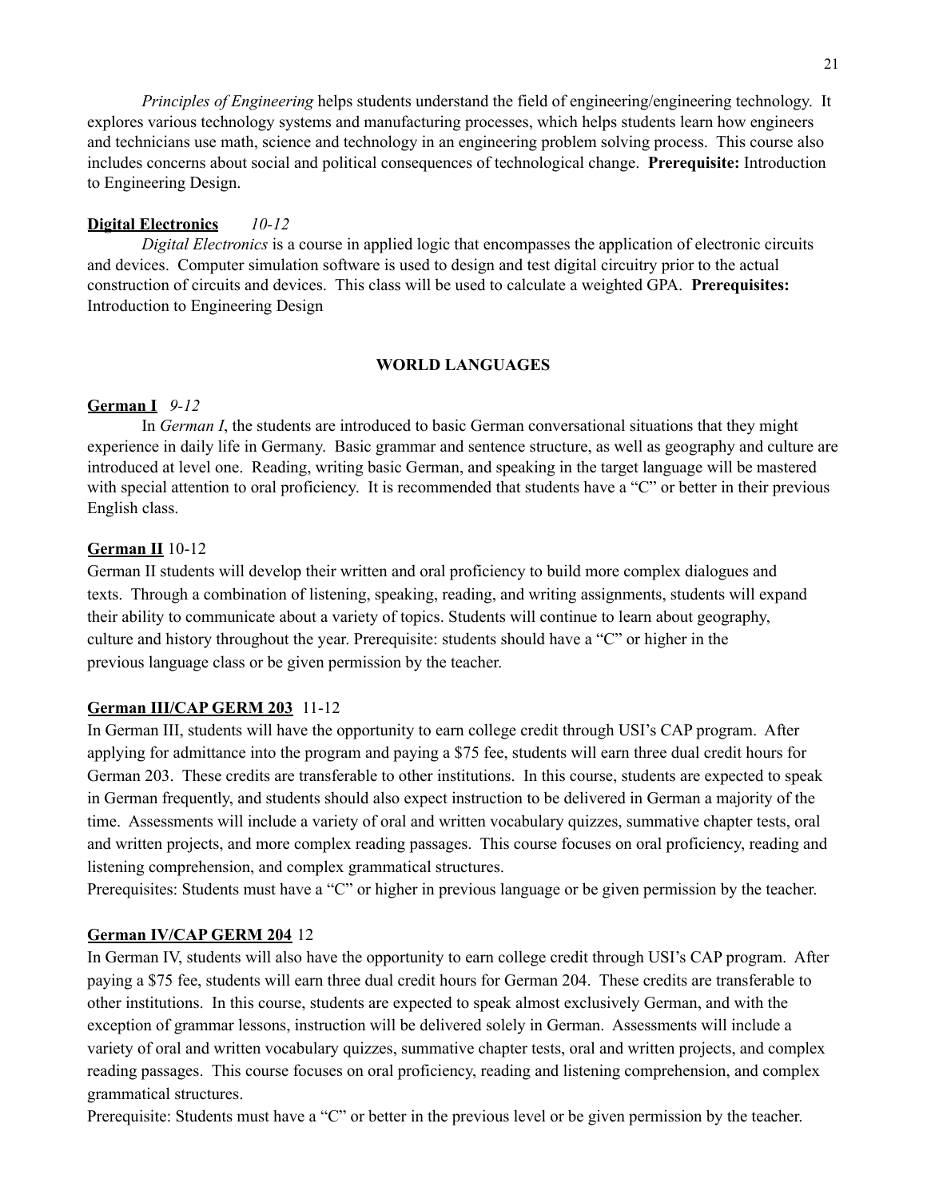*Principles of Engineering* helps students understand the field of engineering/engineering technology. It explores various technology systems and manufacturing processes, which helps students learn how engineers and technicians use math, science and technology in an engineering problem solving process. This course also includes concerns about social and political consequences of technological change. **Prerequisite:** Introduction to Engineering Design.

**<u>Digital Electronics</u>** *10-12*

*Digital Electronics* is a course in applied logic that encompasses the application of electronic circuits and devices. Computer simulation software is used to design and test digital circuitry prior to the actual construction of circuits and devices. This class will be used to calculate a weighted GPA. **Prerequisites:** Introduction to Engineering Design

## WORLD LANGUAGES

**<u>German I</u>** *9-12*

In *German I*, the students are introduced to basic German conversational situations that they might experience in daily life in Germany. Basic grammar and sentence structure, as well as geography and culture are introduced at level one. Reading, writing basic German, and speaking in the target language will be mastered with special attention to oral proficiency. It is recommended that students have a "C" or better in their previous English class.

**<u>German II</u>** 10-12

German II students will develop their written and oral proficiency to build more complex dialogues and texts. Through a combination of listening, speaking, reading, and writing assignments, students will expand their ability to communicate about a variety of topics. Students will continue to learn about geography, culture and history throughout the year. Prerequisite: students should have a "C" or higher in the previous language class or be given permission by the teacher.

**<u>German III/CAP GERM 203</u>** 11-12

In German III, students will have the opportunity to earn college credit through USI's CAP program. After applying for admittance into the program and paying a $75 fee, students will earn three dual credit hours for German 203. These credits are transferable to other institutions. In this course, students are expected to speak in German frequently, and students should also expect instruction to be delivered in German a majority of the time. Assessments will include a variety of oral and written vocabulary quizzes, summative chapter tests, oral and written projects, and more complex reading passages. This course focuses on oral proficiency, reading and listening comprehension, and complex grammatical structures.
Prerequisites: Students must have a "C" or higher in previous language or be given permission by the teacher.

**<u>German IV/CAP GERM 204</u>** 12

In German IV, students will also have the opportunity to earn college credit through USI's CAP program. After paying a $75 fee, students will earn three dual credit hours for German 204. These credits are transferable to other institutions. In this course, students are expected to speak almost exclusively German, and with the exception of grammar lessons, instruction will be delivered solely in German. Assessments will include a variety of oral and written vocabulary quizzes, summative chapter tests, oral and written projects, and complex reading passages. This course focuses on oral proficiency, reading and listening comprehension, and complex grammatical structures.
Prerequisite: Students must have a "C" or better in the previous level or be given permission by the teacher.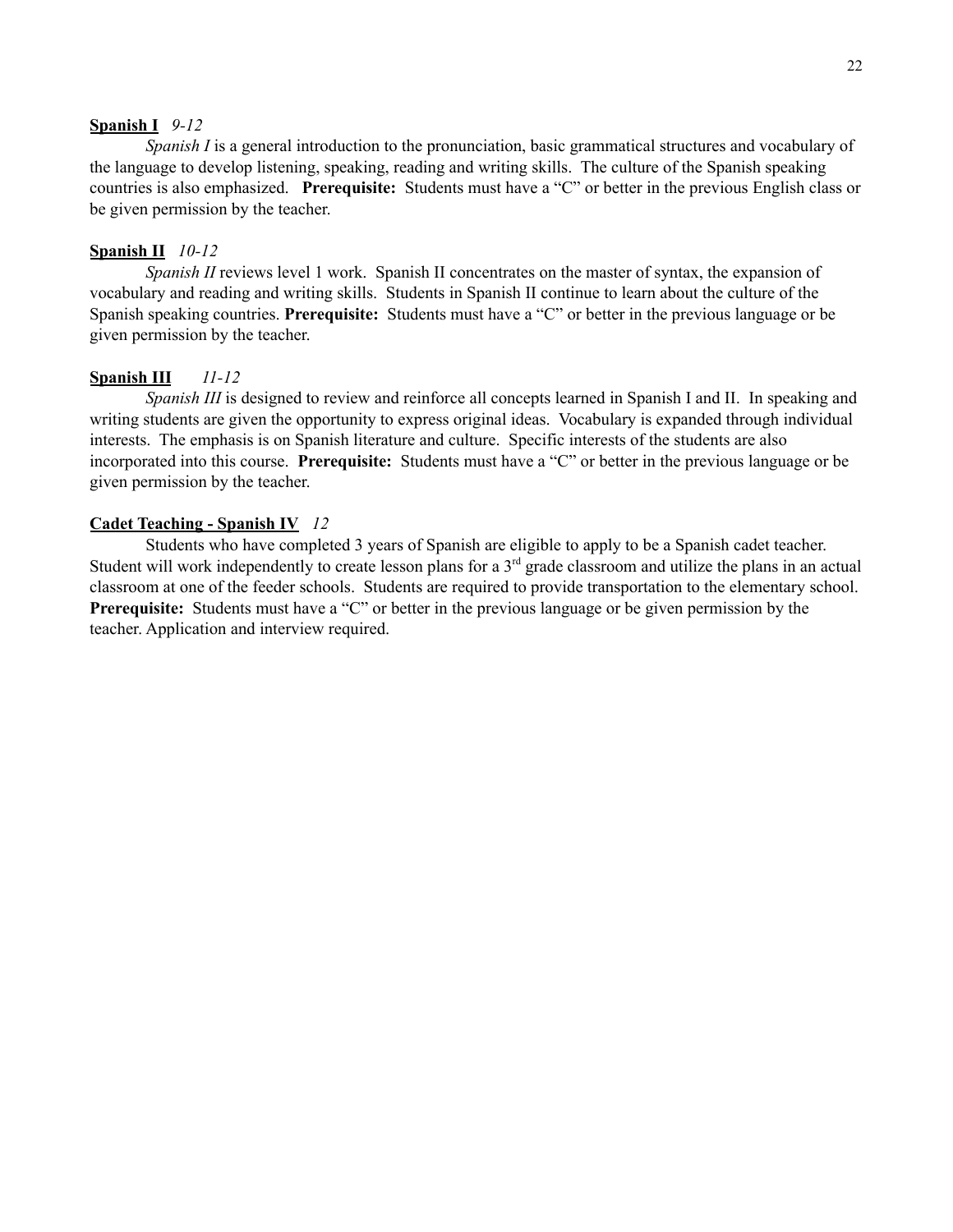**<u>Spanish I</u>** *9-12*

*Spanish I* is a general introduction to the pronunciation, basic grammatical structures and vocabulary of the language to develop listening, speaking, reading and writing skills. The culture of the Spanish speaking countries is also emphasized. **Prerequisite:** Students must have a "C" or better in the previous English class or be given permission by the teacher.

**<u>Spanish II</u>** *10-12*

*Spanish II* reviews level 1 work. Spanish II concentrates on the master of syntax, the expansion of vocabulary and reading and writing skills. Students in Spanish II continue to learn about the culture of the Spanish speaking countries. **Prerequisite:** Students must have a "C" or better in the previous language or be given permission by the teacher.

**<u>Spanish III</u>** *11-12*

*Spanish III* is designed to review and reinforce all concepts learned in Spanish I and II. In speaking and writing students are given the opportunity to express original ideas. Vocabulary is expanded through individual interests. The emphasis is on Spanish literature and culture. Specific interests of the students are also incorporated into this course. **Prerequisite:** Students must have a "C" or better in the previous language or be given permission by the teacher.

**<u>Cadet Teaching - Spanish IV</u>** *12*

Students who have completed 3 years of Spanish are eligible to apply to be a Spanish cadet teacher. Student will work independently to create lesson plans for a 3rd grade classroom and utilize the plans in an actual classroom at one of the feeder schools. Students are required to provide transportation to the elementary school. **Prerequisite:** Students must have a "C" or better in the previous language or be given permission by the teacher. Application and interview required.